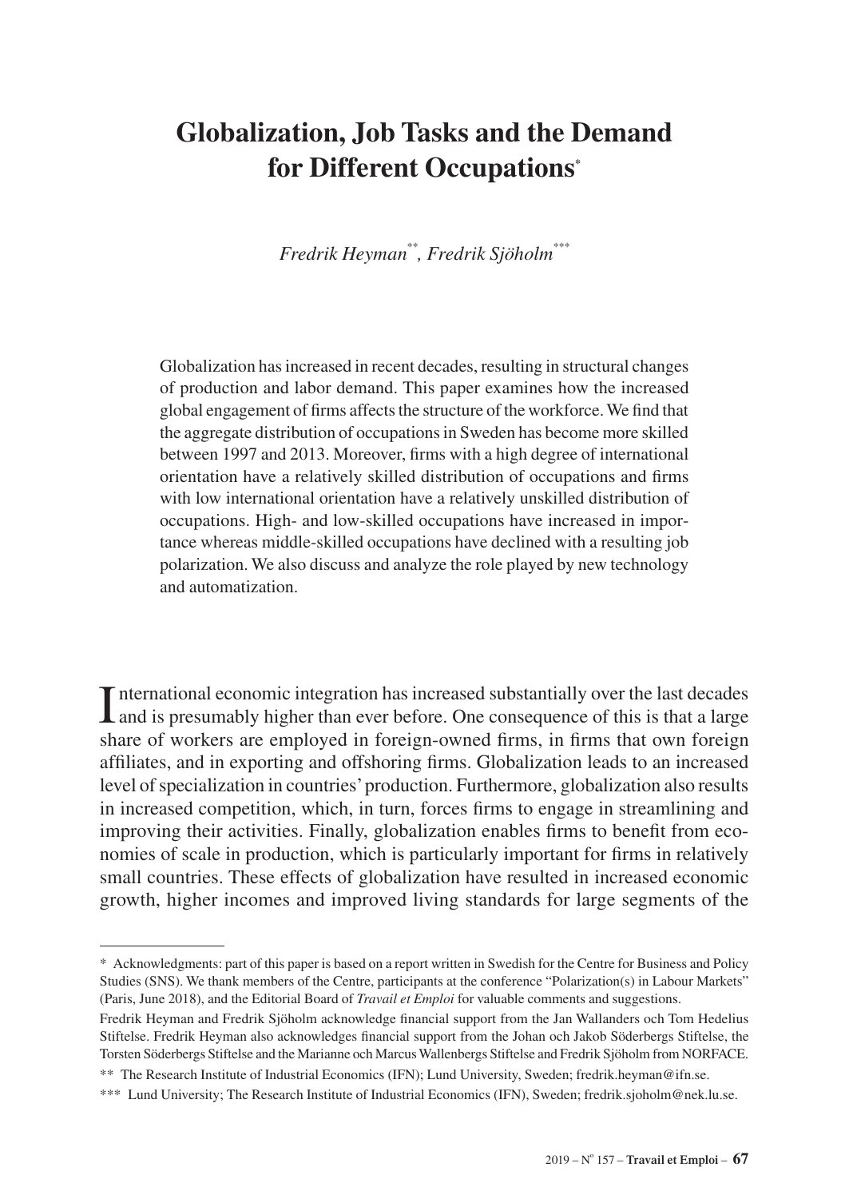# Globalization, Job Tasks and the Demand for Different Occupations*

*Fredrik Heyman**, Fredrik Sjöholm****

Globalization has increased in recent decades, resulting in structural changes of production and labor demand. This paper examines how the increased global engagement of firms affects the structure of the workforce. We find that the aggregate distribution of occupations in Sweden has become more skilled between 1997 and 2013. Moreover, firms with a high degree of international orientation have a relatively skilled distribution of occupations and firms with low international orientation have a relatively unskilled distribution of occupations. High- and low-skilled occupations have increased in importance whereas middle-skilled occupations have declined with a resulting job polarization. We also discuss and analyze the role played by new technology and automatization.

International economic integration has increased substantially over the last decades and is presumably higher than ever before. One consequence of this is that a large share of workers are employed in foreign-owned firms, in firms that own foreign affiliates, and in exporting and offshoring firms. Globalization leads to an increased level of specialization in countries' production. Furthermore, globalization also results in increased competition, which, in turn, forces firms to engage in streamlining and improving their activities. Finally, globalization enables firms to benefit from economies of scale in production, which is particularly important for firms in relatively small countries. These effects of globalization have resulted in increased economic growth, higher incomes and improved living standards for large segments of the

---

\* Acknowledgments: part of this paper is based on a report written in Swedish for the Centre for Business and Policy Studies (SNS). We thank members of the Centre, participants at the conference "Polarization(s) in Labour Markets" (Paris, June 2018), and the Editorial Board of *Travail et Emploi* for valuable comments and suggestions.

Fredrik Heyman and Fredrik Sjöholm acknowledge financial support from the Jan Wallanders och Tom Hedelius Stiftelse. Fredrik Heyman also acknowledges financial support from the Johan och Jakob Söderbergs Stiftelse, the Torsten Söderbergs Stiftelse and the Marianne och Marcus Wallenbergs Stiftelse and Fredrik Sjöholm from NORFACE.

\*\* The Research Institute of Industrial Economics (IFN); Lund University, Sweden; fredrik.heyman@ifn.se.

\*\*\* Lund University; The Research Institute of Industrial Economics (IFN), Sweden; fredrik.sjoholm@nek.lu.se.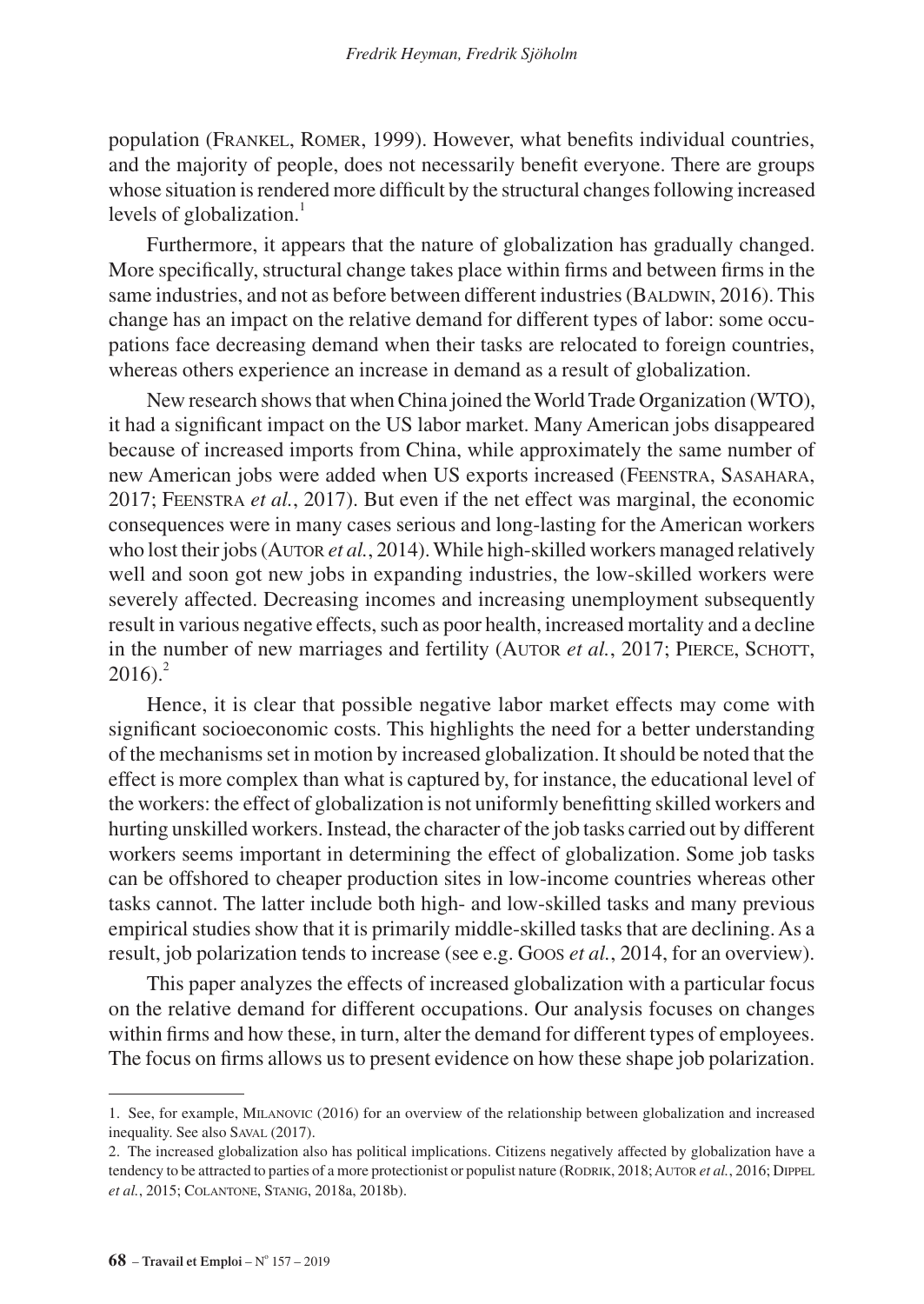population (Frankel, Romer, 1999). However, what benefits individual countries, and the majority of people, does not necessarily benefit everyone. There are groups whose situation is rendered more difficult by the structural changes following increased levels of globalization.[1]

Furthermore, it appears that the nature of globalization has gradually changed. More specifically, structural change takes place within firms and between firms in the same industries, and not as before between different industries (Baldwin, 2016). This change has an impact on the relative demand for different types of labor: some occupations face decreasing demand when their tasks are relocated to foreign countries, whereas others experience an increase in demand as a result of globalization.

New research shows that when China joined the World Trade Organization (WTO), it had a significant impact on the US labor market. Many American jobs disappeared because of increased imports from China, while approximately the same number of new American jobs were added when US exports increased (Feenstra, Sasahara, 2017; Feenstra *et al.*, 2017). But even if the net effect was marginal, the economic consequences were in many cases serious and long-lasting for the American workers who lost their jobs (Autor *et al.*, 2014). While high-skilled workers managed relatively well and soon got new jobs in expanding industries, the low-skilled workers were severely affected. Decreasing incomes and increasing unemployment subsequently result in various negative effects, such as poor health, increased mortality and a decline in the number of new marriages and fertility (Autor *et al.*, 2017; Pierce, Schott, 2016).[2]

Hence, it is clear that possible negative labor market effects may come with significant socioeconomic costs. This highlights the need for a better understanding of the mechanisms set in motion by increased globalization. It should be noted that the effect is more complex than what is captured by, for instance, the educational level of the workers: the effect of globalization is not uniformly benefitting skilled workers and hurting unskilled workers. Instead, the character of the job tasks carried out by different workers seems important in determining the effect of globalization. Some job tasks can be offshored to cheaper production sites in low-income countries whereas other tasks cannot. The latter include both high- and low-skilled tasks and many previous empirical studies show that it is primarily middle-skilled tasks that are declining. As a result, job polarization tends to increase (see e.g. Goos *et al.*, 2014, for an overview).

This paper analyzes the effects of increased globalization with a particular focus on the relative demand for different occupations. Our analysis focuses on changes within firms and how these, in turn, alter the demand for different types of employees. The focus on firms allows us to present evidence on how these shape job polarization.

---

1. See, for example, Milanovic (2016) for an overview of the relationship between globalization and increased inequality. See also Saval (2017).

2. The increased globalization also has political implications. Citizens negatively affected by globalization have a tendency to be attracted to parties of a more protectionist or populist nature (Rodrik, 2018; Autor *et al.*, 2016; Dippel *et al.*, 2015; Colantone, Stanig, 2018a, 2018b).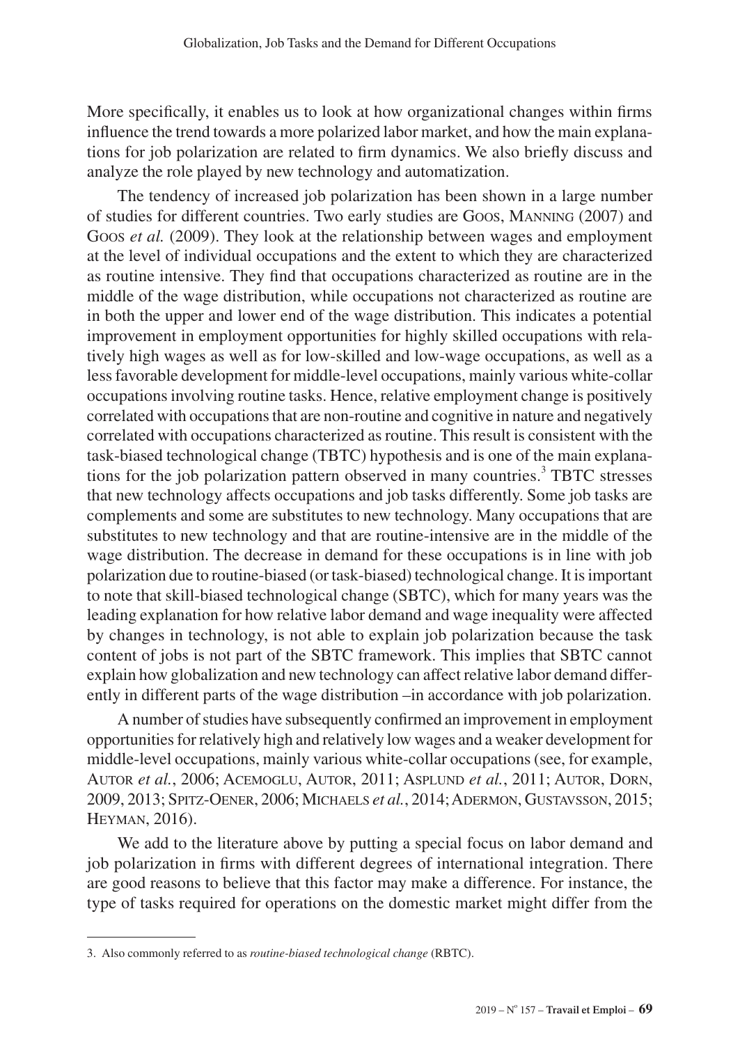More specifically, it enables us to look at how organizational changes within firms influence the trend towards a more polarized labor market, and how the main explanations for job polarization are related to firm dynamics. We also briefly discuss and analyze the role played by new technology and automatization.

The tendency of increased job polarization has been shown in a large number of studies for different countries. Two early studies are Goos, Manning (2007) and Goos *et al.* (2009). They look at the relationship between wages and employment at the level of individual occupations and the extent to which they are characterized as routine intensive. They find that occupations characterized as routine are in the middle of the wage distribution, while occupations not characterized as routine are in both the upper and lower end of the wage distribution. This indicates a potential improvement in employment opportunities for highly skilled occupations with relatively high wages as well as for low-skilled and low-wage occupations, as well as a less favorable development for middle-level occupations, mainly various white-collar occupations involving routine tasks. Hence, relative employment change is positively correlated with occupations that are non-routine and cognitive in nature and negatively correlated with occupations characterized as routine. This result is consistent with the task-biased technological change (TBTC) hypothesis and is one of the main explanations for the job polarization pattern observed in many countries.[3] TBTC stresses that new technology affects occupations and job tasks differently. Some job tasks are complements and some are substitutes to new technology. Many occupations that are substitutes to new technology and that are routine-intensive are in the middle of the wage distribution. The decrease in demand for these occupations is in line with job polarization due to routine-biased (or task-biased) technological change. It is important to note that skill-biased technological change (SBTC), which for many years was the leading explanation for how relative labor demand and wage inequality were affected by changes in technology, is not able to explain job polarization because the task content of jobs is not part of the SBTC framework. This implies that SBTC cannot explain how globalization and new technology can affect relative labor demand differently in different parts of the wage distribution –in accordance with job polarization.

A number of studies have subsequently confirmed an improvement in employment opportunities for relatively high and relatively low wages and a weaker development for middle-level occupations, mainly various white-collar occupations (see, for example, Autor *et al.*, 2006; Acemoglu, Autor, 2011; Asplund *et al.*, 2011; Autor, Dorn, 2009, 2013; Spitz-Oener, 2006; Michaels *et al.*, 2014; Adermon, Gustavsson, 2015; Heyman, 2016).

We add to the literature above by putting a special focus on labor demand and job polarization in firms with different degrees of international integration. There are good reasons to believe that this factor may make a difference. For instance, the type of tasks required for operations on the domestic market might differ from the

---

3. Also commonly referred to as *routine-biased technological change* (RBTC).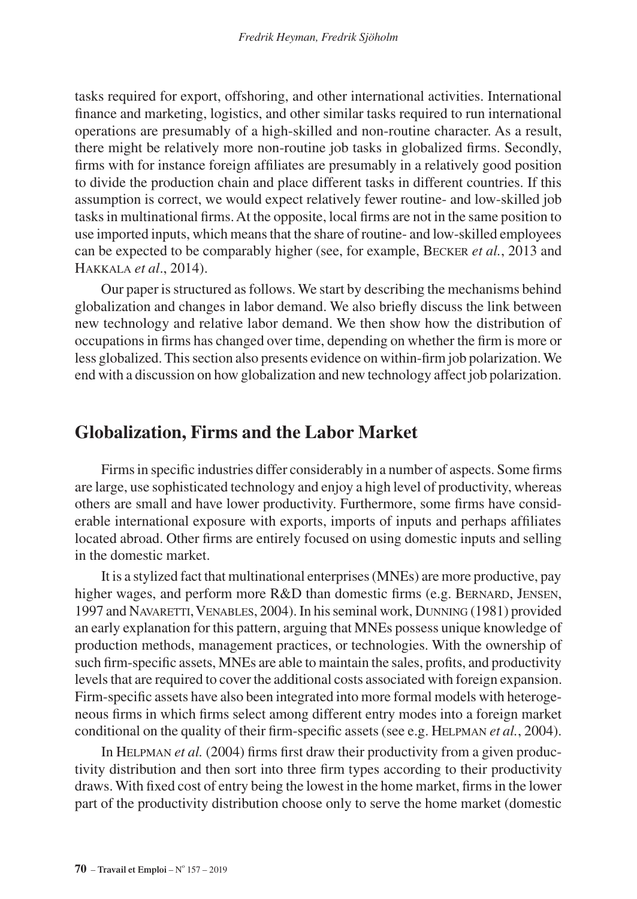tasks required for export, offshoring, and other international activities. International finance and marketing, logistics, and other similar tasks required to run international operations are presumably of a high-skilled and non-routine character. As a result, there might be relatively more non-routine job tasks in globalized firms. Secondly, firms with for instance foreign affiliates are presumably in a relatively good position to divide the production chain and place different tasks in different countries. If this assumption is correct, we would expect relatively fewer routine- and low-skilled job tasks in multinational firms. At the opposite, local firms are not in the same position to use imported inputs, which means that the share of routine- and low-skilled employees can be expected to be comparably higher (see, for example, Becker *et al.*, 2013 and Hakkala *et al*., 2014).

Our paper is structured as follows. We start by describing the mechanisms behind globalization and changes in labor demand. We also briefly discuss the link between new technology and relative labor demand. We then show how the distribution of occupations in firms has changed over time, depending on whether the firm is more or less globalized. This section also presents evidence on within-firm job polarization. We end with a discussion on how globalization and new technology affect job polarization.

## Globalization, Firms and the Labor Market

Firms in specific industries differ considerably in a number of aspects. Some firms are large, use sophisticated technology and enjoy a high level of productivity, whereas others are small and have lower productivity. Furthermore, some firms have considerable international exposure with exports, imports of inputs and perhaps affiliates located abroad. Other firms are entirely focused on using domestic inputs and selling in the domestic market.

It is a stylized fact that multinational enterprises (MNEs) are more productive, pay higher wages, and perform more R&D than domestic firms (e.g. Bernard, Jensen, 1997 and Navaretti, Venables, 2004). In his seminal work, Dunning (1981) provided an early explanation for this pattern, arguing that MNEs possess unique knowledge of production methods, management practices, or technologies. With the ownership of such firm-specific assets, MNEs are able to maintain the sales, profits, and productivity levels that are required to cover the additional costs associated with foreign expansion. Firm-specific assets have also been integrated into more formal models with heterogeneous firms in which firms select among different entry modes into a foreign market conditional on the quality of their firm-specific assets (see e.g. Helpman *et al.*, 2004).

In Helpman *et al.* (2004) firms first draw their productivity from a given productivity distribution and then sort into three firm types according to their productivity draws. With fixed cost of entry being the lowest in the home market, firms in the lower part of the productivity distribution choose only to serve the home market (domestic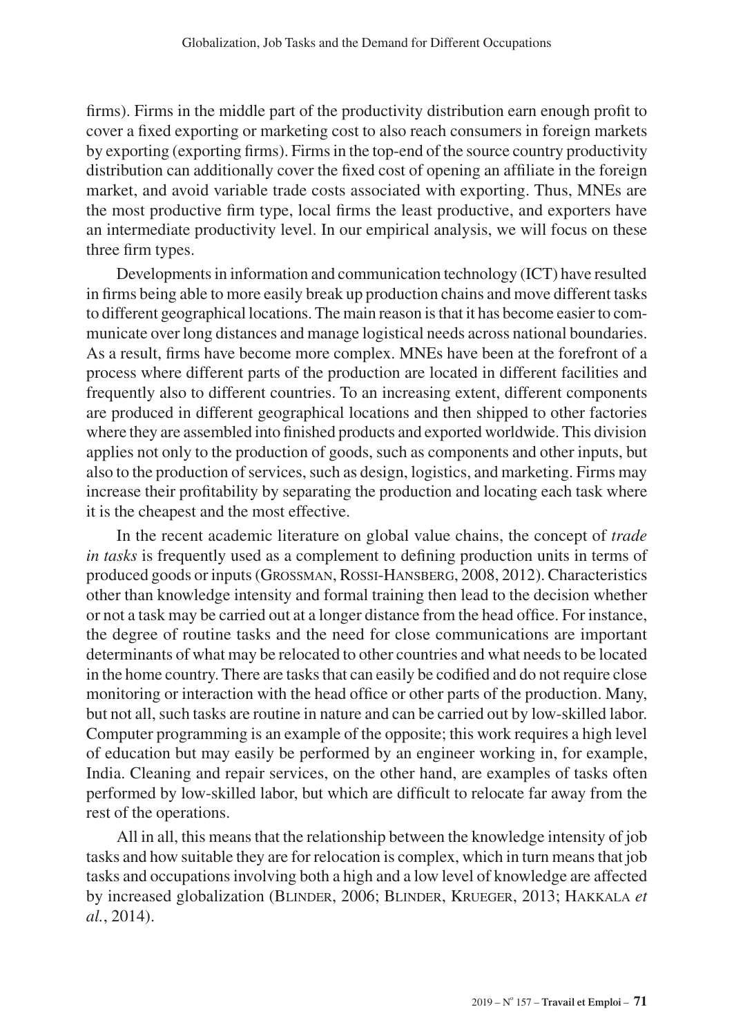firms). Firms in the middle part of the productivity distribution earn enough profit to cover a fixed exporting or marketing cost to also reach consumers in foreign markets by exporting (exporting firms). Firms in the top-end of the source country productivity distribution can additionally cover the fixed cost of opening an affiliate in the foreign market, and avoid variable trade costs associated with exporting. Thus, MNEs are the most productive firm type, local firms the least productive, and exporters have an intermediate productivity level. In our empirical analysis, we will focus on these three firm types.

Developments in information and communication technology (ICT) have resulted in firms being able to more easily break up production chains and move different tasks to different geographical locations. The main reason is that it has become easier to communicate over long distances and manage logistical needs across national boundaries. As a result, firms have become more complex. MNEs have been at the forefront of a process where different parts of the production are located in different facilities and frequently also to different countries. To an increasing extent, different components are produced in different geographical locations and then shipped to other factories where they are assembled into finished products and exported worldwide. This division applies not only to the production of goods, such as components and other inputs, but also to the production of services, such as design, logistics, and marketing. Firms may increase their profitability by separating the production and locating each task where it is the cheapest and the most effective.

In the recent academic literature on global value chains, the concept of *trade in tasks* is frequently used as a complement to defining production units in terms of produced goods or inputs (Grossman, Rossi-Hansberg, 2008, 2012). Characteristics other than knowledge intensity and formal training then lead to the decision whether or not a task may be carried out at a longer distance from the head office. For instance, the degree of routine tasks and the need for close communications are important determinants of what may be relocated to other countries and what needs to be located in the home country. There are tasks that can easily be codified and do not require close monitoring or interaction with the head office or other parts of the production. Many, but not all, such tasks are routine in nature and can be carried out by low-skilled labor. Computer programming is an example of the opposite; this work requires a high level of education but may easily be performed by an engineer working in, for example, India. Cleaning and repair services, on the other hand, are examples of tasks often performed by low-skilled labor, but which are difficult to relocate far away from the rest of the operations.

All in all, this means that the relationship between the knowledge intensity of job tasks and how suitable they are for relocation is complex, which in turn means that job tasks and occupations involving both a high and a low level of knowledge are affected by increased globalization (Blinder, 2006; Blinder, Krueger, 2013; Hakkala *et al.*, 2014).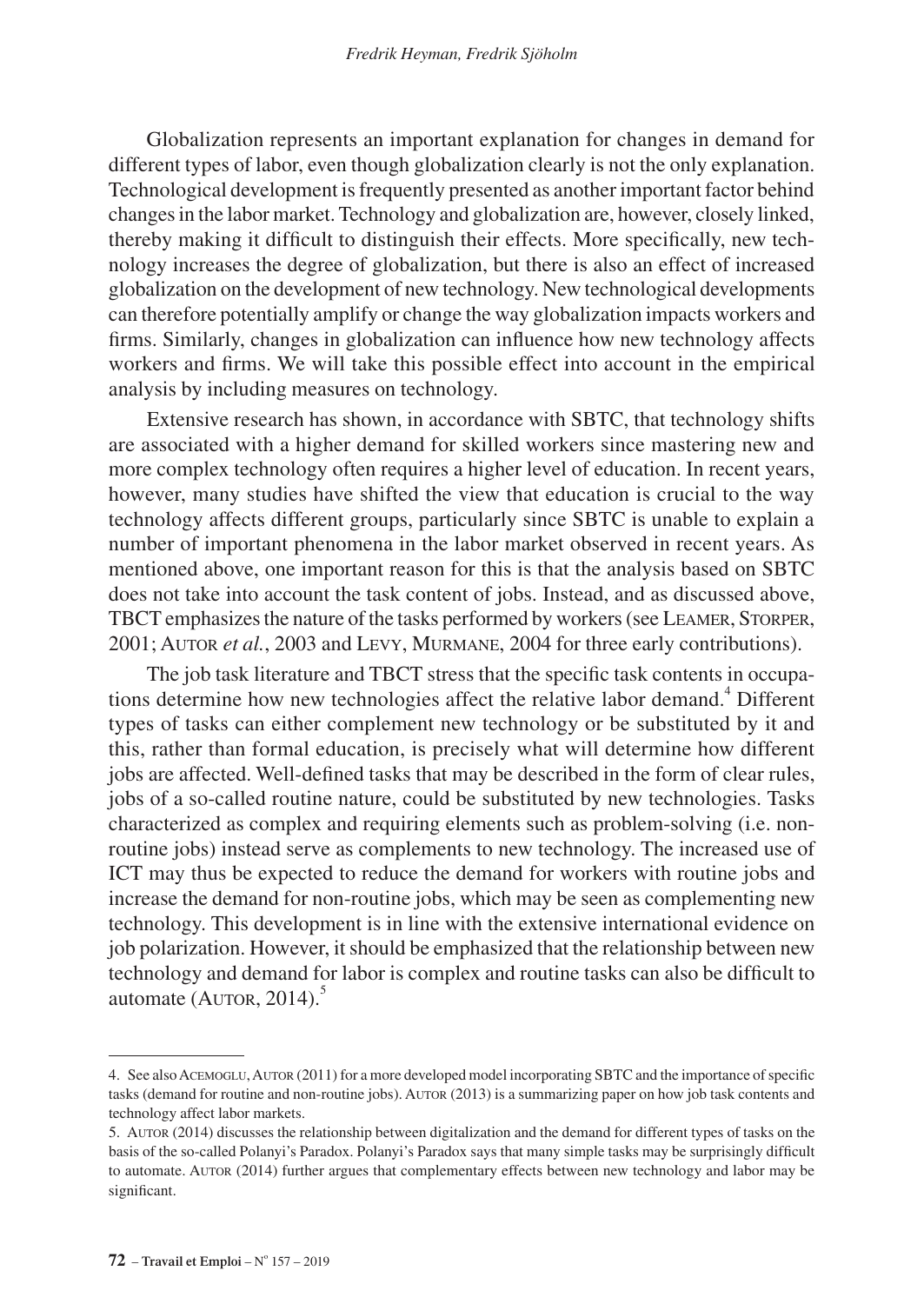Globalization represents an important explanation for changes in demand for different types of labor, even though globalization clearly is not the only explanation. Technological development is frequently presented as another important factor behind changes in the labor market. Technology and globalization are, however, closely linked, thereby making it difficult to distinguish their effects. More specifically, new technology increases the degree of globalization, but there is also an effect of increased globalization on the development of new technology. New technological developments can therefore potentially amplify or change the way globalization impacts workers and firms. Similarly, changes in globalization can influence how new technology affects workers and firms. We will take this possible effect into account in the empirical analysis by including measures on technology.

Extensive research has shown, in accordance with SBTC, that technology shifts are associated with a higher demand for skilled workers since mastering new and more complex technology often requires a higher level of education. In recent years, however, many studies have shifted the view that education is crucial to the way technology affects different groups, particularly since SBTC is unable to explain a number of important phenomena in the labor market observed in recent years. As mentioned above, one important reason for this is that the analysis based on SBTC does not take into account the task content of jobs. Instead, and as discussed above, TBCT emphasizes the nature of the tasks performed by workers (see Leamer, Storper, 2001; Autor *et al.*, 2003 and Levy, Murmane, 2004 for three early contributions).

The job task literature and TBCT stress that the specific task contents in occupations determine how new technologies affect the relative labor demand.[4] Different types of tasks can either complement new technology or be substituted by it and this, rather than formal education, is precisely what will determine how different jobs are affected. Well-defined tasks that may be described in the form of clear rules, jobs of a so-called routine nature, could be substituted by new technologies. Tasks characterized as complex and requiring elements such as problem-solving (i.e. non-routine jobs) instead serve as complements to new technology. The increased use of ICT may thus be expected to reduce the demand for workers with routine jobs and increase the demand for non-routine jobs, which may be seen as complementing new technology. This development is in line with the extensive international evidence on job polarization. However, it should be emphasized that the relationship between new technology and demand for labor is complex and routine tasks can also be difficult to automate (Autor, 2014).[5]

---

4. See also Acemoglu, Autor (2011) for a more developed model incorporating SBTC and the importance of specific tasks (demand for routine and non-routine jobs). Autor (2013) is a summarizing paper on how job task contents and technology affect labor markets.

5. Autor (2014) discusses the relationship between digitalization and the demand for different types of tasks on the basis of the so-called Polanyi's Paradox. Polanyi's Paradox says that many simple tasks may be surprisingly difficult to automate. Autor (2014) further argues that complementary effects between new technology and labor may be significant.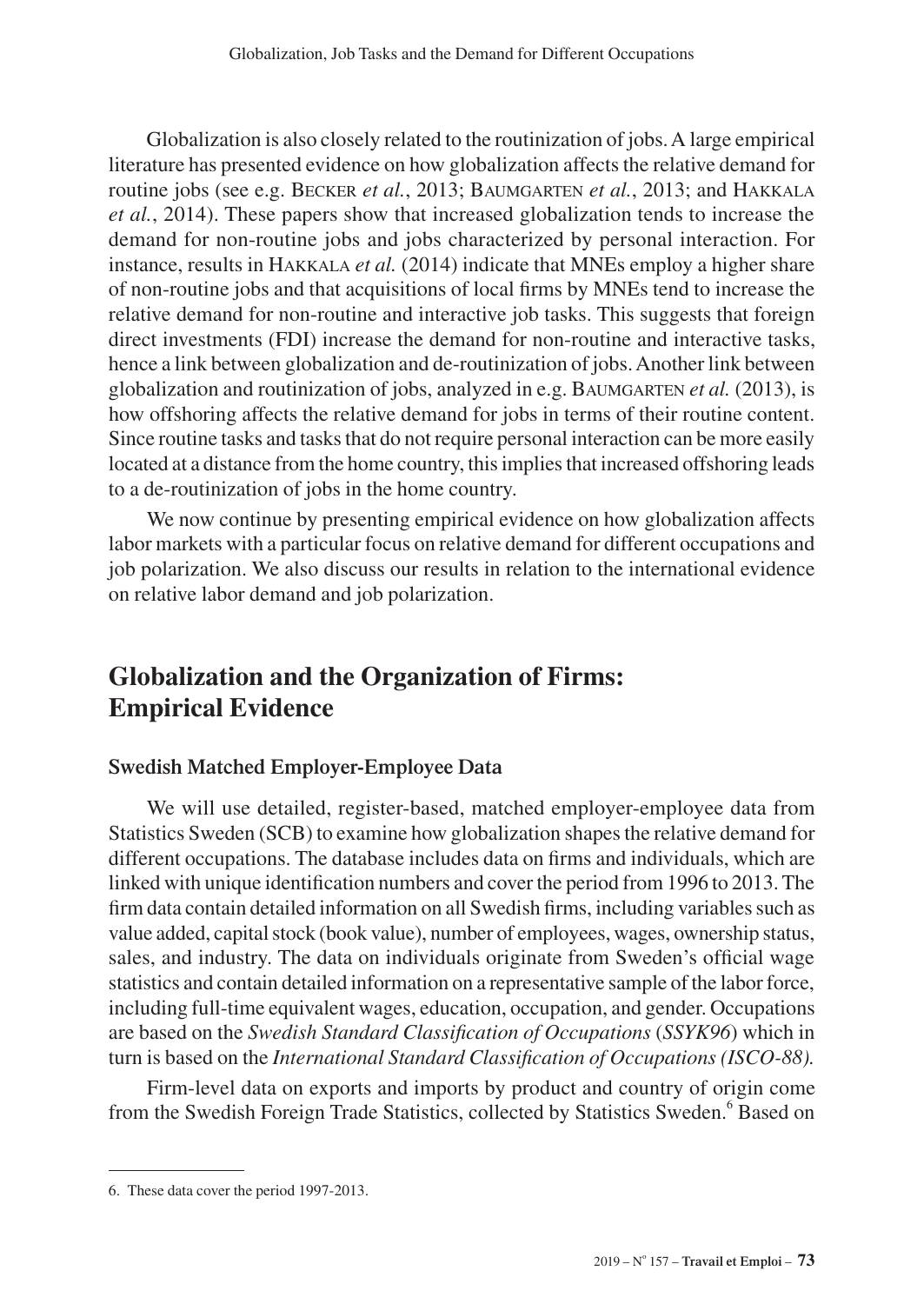Globalization is also closely related to the routinization of jobs. A large empirical literature has presented evidence on how globalization affects the relative demand for routine jobs (see e.g. Becker *et al.*, 2013; Baumgarten *et al.*, 2013; and Hakkala *et al.*, 2014). These papers show that increased globalization tends to increase the demand for non-routine jobs and jobs characterized by personal interaction. For instance, results in Hakkala *et al.* (2014) indicate that MNEs employ a higher share of non-routine jobs and that acquisitions of local firms by MNEs tend to increase the relative demand for non-routine and interactive job tasks. This suggests that foreign direct investments (FDI) increase the demand for non-routine and interactive tasks, hence a link between globalization and de-routinization of jobs. Another link between globalization and routinization of jobs, analyzed in e.g. Baumgarten *et al.* (2013), is how offshoring affects the relative demand for jobs in terms of their routine content. Since routine tasks and tasks that do not require personal interaction can be more easily located at a distance from the home country, this implies that increased offshoring leads to a de-routinization of jobs in the home country.

We now continue by presenting empirical evidence on how globalization affects labor markets with a particular focus on relative demand for different occupations and job polarization. We also discuss our results in relation to the international evidence on relative labor demand and job polarization.

## Globalization and the Organization of Firms: Empirical Evidence

### Swedish Matched Employer-Employee Data

We will use detailed, register-based, matched employer-employee data from Statistics Sweden (SCB) to examine how globalization shapes the relative demand for different occupations. The database includes data on firms and individuals, which are linked with unique identification numbers and cover the period from 1996 to 2013. The firm data contain detailed information on all Swedish firms, including variables such as value added, capital stock (book value), number of employees, wages, ownership status, sales, and industry. The data on individuals originate from Sweden's official wage statistics and contain detailed information on a representative sample of the labor force, including full-time equivalent wages, education, occupation, and gender. Occupations are based on the *Swedish Standard Classification of Occupations* (*SSYK96*) which in turn is based on the *International Standard Classification of Occupations (ISCO-88).*

Firm-level data on exports and imports by product and country of origin come from the Swedish Foreign Trade Statistics, collected by Statistics Sweden.[6] Based on

6. These data cover the period 1997-2013.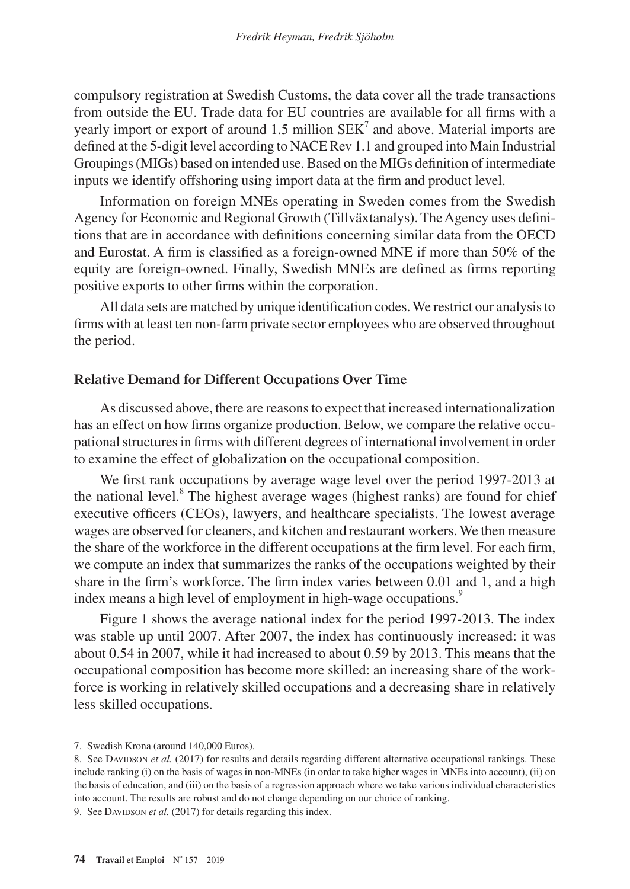compulsory registration at Swedish Customs, the data cover all the trade transactions from outside the EU. Trade data for EU countries are available for all firms with a yearly import or export of around 1.5 million SEK[7] and above. Material imports are defined at the 5-digit level according to NACE Rev 1.1 and grouped into Main Industrial Groupings (MIGs) based on intended use. Based on the MIGs definition of intermediate inputs we identify offshoring using import data at the firm and product level.

Information on foreign MNEs operating in Sweden comes from the Swedish Agency for Economic and Regional Growth (Tillväxtanalys). The Agency uses definitions that are in accordance with definitions concerning similar data from the OECD and Eurostat. A firm is classified as a foreign-owned MNE if more than 50% of the equity are foreign-owned. Finally, Swedish MNEs are defined as firms reporting positive exports to other firms within the corporation.

All data sets are matched by unique identification codes. We restrict our analysis to firms with at least ten non-farm private sector employees who are observed throughout the period.

## Relative Demand for Different Occupations Over Time

As discussed above, there are reasons to expect that increased internationalization has an effect on how firms organize production. Below, we compare the relative occupational structures in firms with different degrees of international involvement in order to examine the effect of globalization on the occupational composition.

We first rank occupations by average wage level over the period 1997-2013 at the national level.[8] The highest average wages (highest ranks) are found for chief executive officers (CEOs), lawyers, and healthcare specialists. The lowest average wages are observed for cleaners, and kitchen and restaurant workers. We then measure the share of the workforce in the different occupations at the firm level. For each firm, we compute an index that summarizes the ranks of the occupations weighted by their share in the firm's workforce. The firm index varies between 0.01 and 1, and a high index means a high level of employment in high-wage occupations.[9]

Figure 1 shows the average national index for the period 1997-2013. The index was stable up until 2007. After 2007, the index has continuously increased: it was about 0.54 in 2007, while it had increased to about 0.59 by 2013. This means that the occupational composition has become more skilled: an increasing share of the workforce is working in relatively skilled occupations and a decreasing share in relatively less skilled occupations.

---

7. Swedish Krona (around 140,000 Euros).

8. See Davidson *et al.* (2017) for results and details regarding different alternative occupational rankings. These include ranking (i) on the basis of wages in non-MNEs (in order to take higher wages in MNEs into account), (ii) on the basis of education, and (iii) on the basis of a regression approach where we take various individual characteristics into account. The results are robust and do not change depending on our choice of ranking.

9. See Davidson *et al.* (2017) for details regarding this index.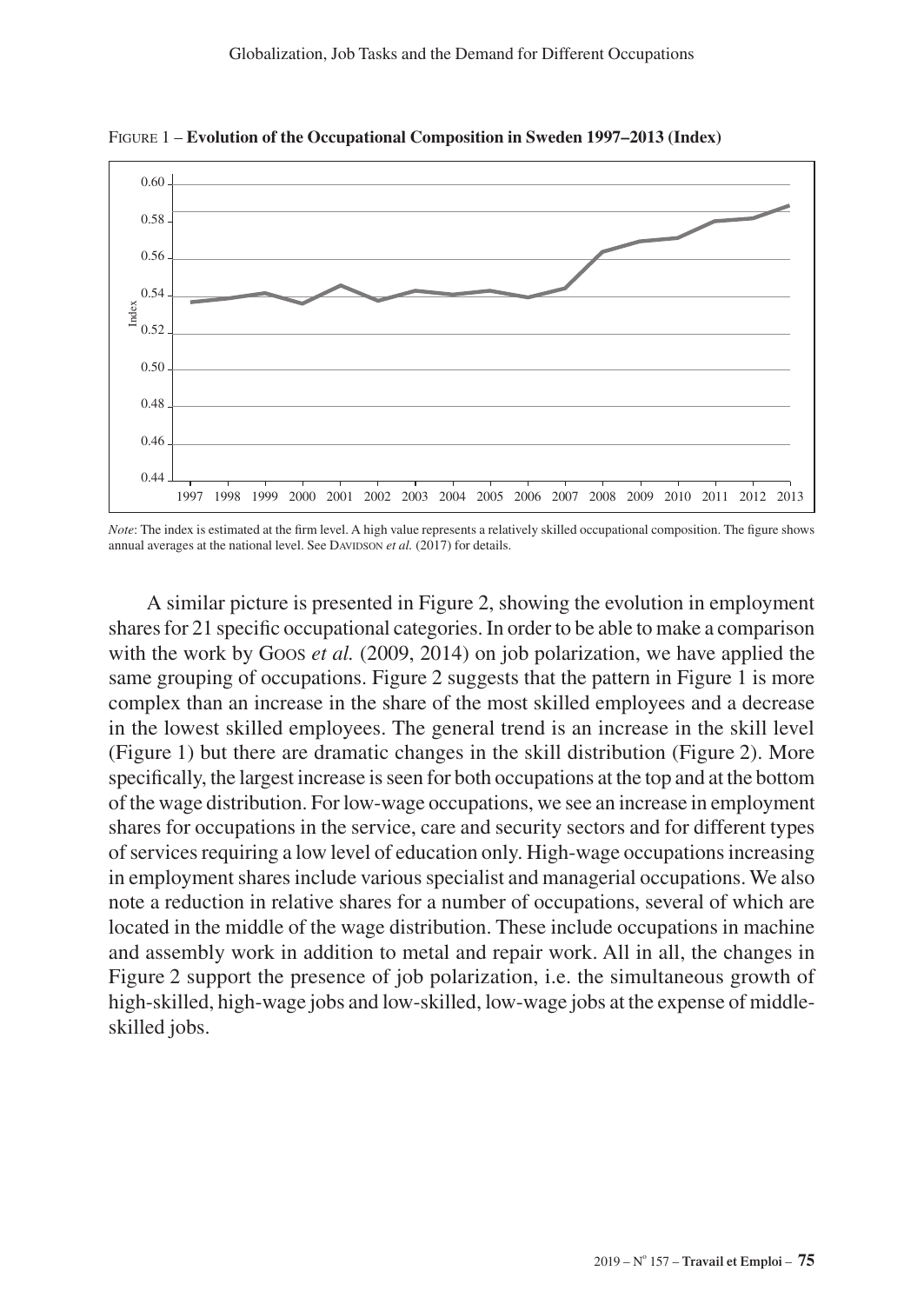Figure 1 – **Evolution of the Occupational Composition in Sweden 1997–2013 (Index)**

*Note*: The index is estimated at the firm level. A high value represents a relatively skilled occupational composition. The figure shows annual averages at the national level. See Davidson *et al.* (2017) for details.

A similar picture is presented in Figure 2, showing the evolution in employment shares for 21 specific occupational categories. In order to be able to make a comparison with the work by Goos *et al.* (2009, 2014) on job polarization, we have applied the same grouping of occupations. Figure 2 suggests that the pattern in Figure 1 is more complex than an increase in the share of the most skilled employees and a decrease in the lowest skilled employees. The general trend is an increase in the skill level (Figure 1) but there are dramatic changes in the skill distribution (Figure 2). More specifically, the largest increase is seen for both occupations at the top and at the bottom of the wage distribution. For low-wage occupations, we see an increase in employment shares for occupations in the service, care and security sectors and for different types of services requiring a low level of education only. High-wage occupations increasing in employment shares include various specialist and managerial occupations. We also note a reduction in relative shares for a number of occupations, several of which are located in the middle of the wage distribution. These include occupations in machine and assembly work in addition to metal and repair work. All in all, the changes in Figure 2 support the presence of job polarization, i.e. the simultaneous growth of high-skilled, high-wage jobs and low-skilled, low-wage jobs at the expense of middle-skilled jobs.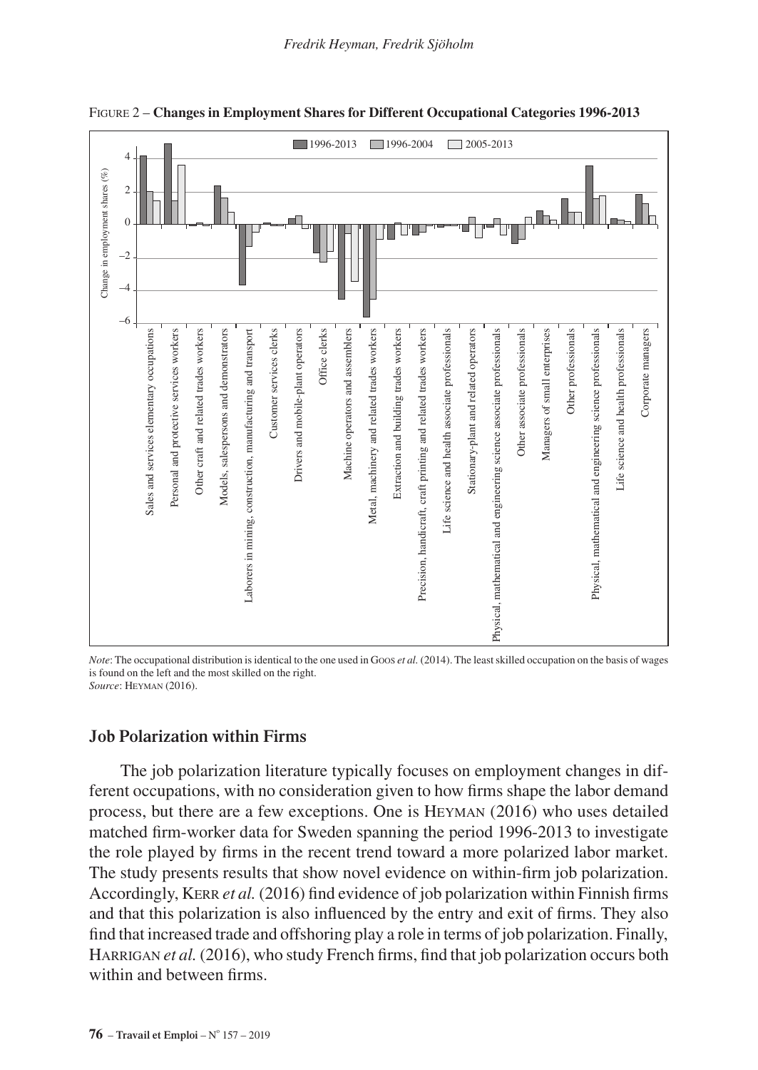FIGURE 2 – **Changes in Employment Shares for Different Occupational Categories 1996-2013**

*Note*: The occupational distribution is identical to the one used in GOOS *et al.* (2014). The least skilled occupation on the basis of wages is found on the left and the most skilled on the right.
*Source*: HEYMAN (2016).

## Job Polarization within Firms

The job polarization literature typically focuses on employment changes in different occupations, with no consideration given to how firms shape the labor demand process, but there are a few exceptions. One is HEYMAN (2016) who uses detailed matched firm-worker data for Sweden spanning the period 1996-2013 to investigate the role played by firms in the recent trend toward a more polarized labor market. The study presents results that show novel evidence on within-firm job polarization. Accordingly, KERR *et al.* (2016) find evidence of job polarization within Finnish firms and that this polarization is also influenced by the entry and exit of firms. They also find that increased trade and offshoring play a role in terms of job polarization. Finally, HARRIGAN *et al.* (2016), who study French firms, find that job polarization occurs both within and between firms.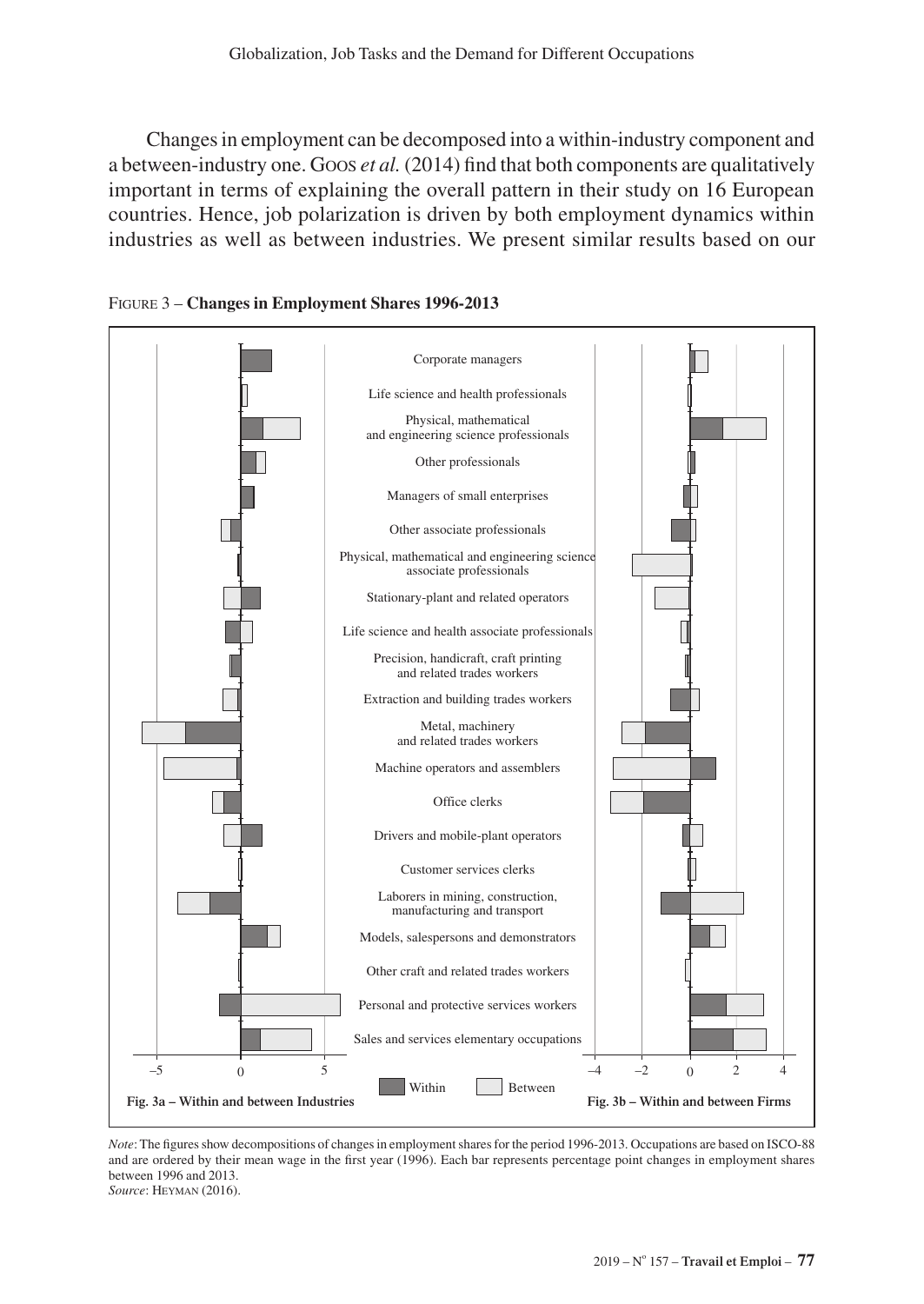Changes in employment can be decomposed into a within-industry component and a between-industry one. Goos *et al.* (2014) find that both components are qualitatively important in terms of explaining the overall pattern in their study on 16 European countries. Hence, job polarization is driven by both employment dynamics within industries as well as between industries. We present similar results based on our

Figure 3 – **Changes in Employment Shares 1996-2013**

Corporate managers

Life science and health professionals

Physical, mathematical and engineering science professionals

Other professionals

Managers of small enterprises

Other associate professionals

Physical, mathematical and engineering science associate professionals

Stationary-plant and related operators

Life science and health associate professionals

Precision, handicraft, craft printing and related trades workers

Extraction and building trades workers

Metal, machinery and related trades workers

Machine operators and assemblers

Office clerks

Drivers and mobile-plant operators

Customer services clerks

Laborers in mining, construction, manufacturing and transport

Models, salespersons and demonstrators

Other craft and related trades workers

Personal and protective services workers

Sales and services elementary occupations

Within Between

**Fig. 3a – Within and between Industries**

**Fig. 3b – Within and between Firms**

*Note*: The figures show decompositions of changes in employment shares for the period 1996-2013. Occupations are based on ISCO-88 and are ordered by their mean wage in the first year (1996). Each bar represents percentage point changes in employment shares between 1996 and 2013.
*Source*: Heyman (2016).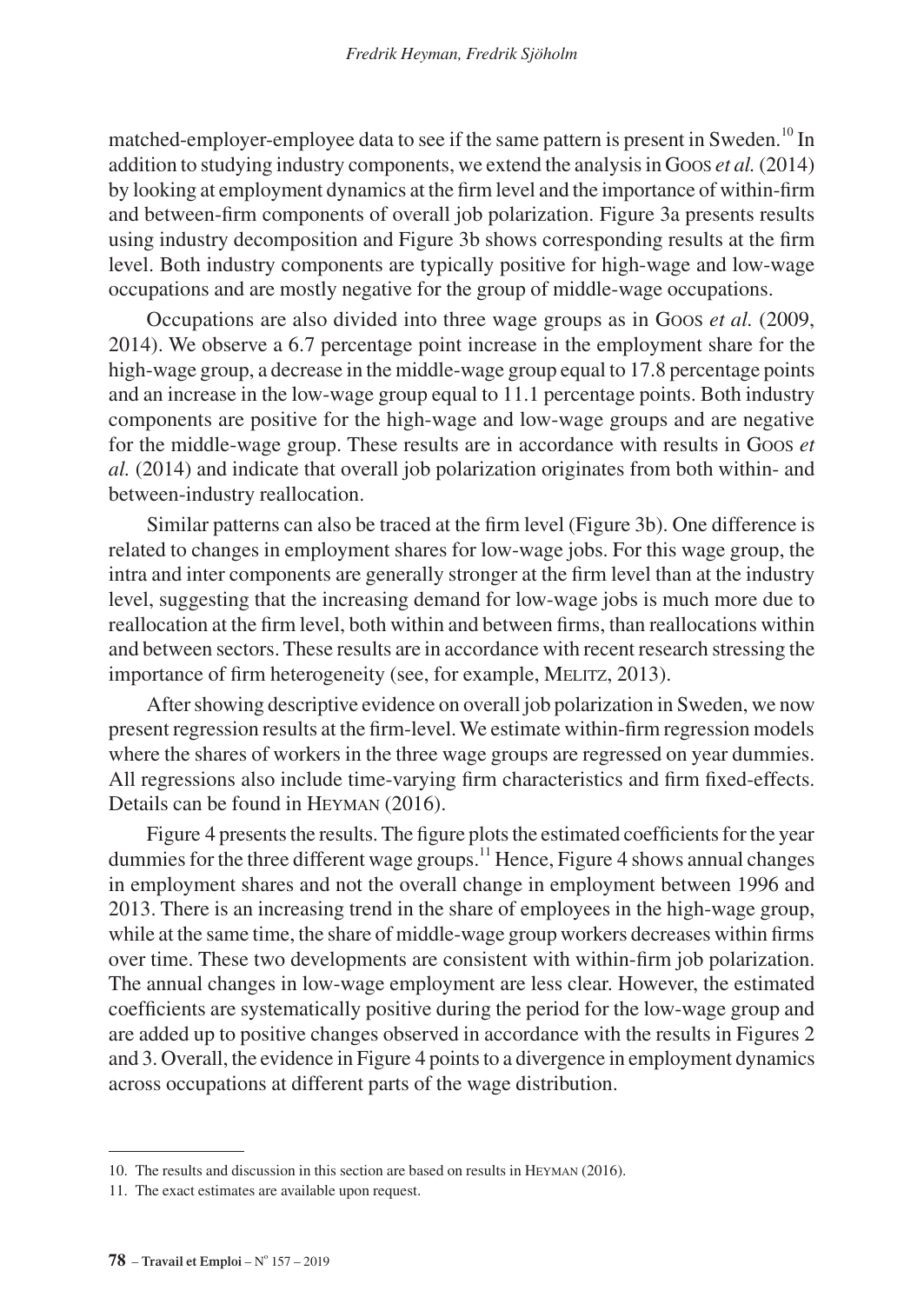matched-employer-employee data to see if the same pattern is present in Sweden.[10] In addition to studying industry components, we extend the analysis in Goos *et al.* (2014) by looking at employment dynamics at the firm level and the importance of within-firm and between-firm components of overall job polarization. Figure 3a presents results using industry decomposition and Figure 3b shows corresponding results at the firm level. Both industry components are typically positive for high-wage and low-wage occupations and are mostly negative for the group of middle-wage occupations.

Occupations are also divided into three wage groups as in Goos *et al.* (2009, 2014). We observe a 6.7 percentage point increase in the employment share for the high-wage group, a decrease in the middle-wage group equal to 17.8 percentage points and an increase in the low-wage group equal to 11.1 percentage points. Both industry components are positive for the high-wage and low-wage groups and are negative for the middle-wage group. These results are in accordance with results in Goos *et al.* (2014) and indicate that overall job polarization originates from both within- and between-industry reallocation.

Similar patterns can also be traced at the firm level (Figure 3b). One difference is related to changes in employment shares for low-wage jobs. For this wage group, the intra and inter components are generally stronger at the firm level than at the industry level, suggesting that the increasing demand for low-wage jobs is much more due to reallocation at the firm level, both within and between firms, than reallocations within and between sectors. These results are in accordance with recent research stressing the importance of firm heterogeneity (see, for example, Melitz, 2013).

After showing descriptive evidence on overall job polarization in Sweden, we now present regression results at the firm-level. We estimate within-firm regression models where the shares of workers in the three wage groups are regressed on year dummies. All regressions also include time-varying firm characteristics and firm fixed-effects. Details can be found in Heyman (2016).

Figure 4 presents the results. The figure plots the estimated coefficients for the year dummies for the three different wage groups.[11] Hence, Figure 4 shows annual changes in employment shares and not the overall change in employment between 1996 and 2013. There is an increasing trend in the share of employees in the high-wage group, while at the same time, the share of middle-wage group workers decreases within firms over time. These two developments are consistent with within-firm job polarization. The annual changes in low-wage employment are less clear. However, the estimated coefficients are systematically positive during the period for the low-wage group and are added up to positive changes observed in accordance with the results in Figures 2 and 3. Overall, the evidence in Figure 4 points to a divergence in employment dynamics across occupations at different parts of the wage distribution.

---

10. The results and discussion in this section are based on results in Heyman (2016).

11. The exact estimates are available upon request.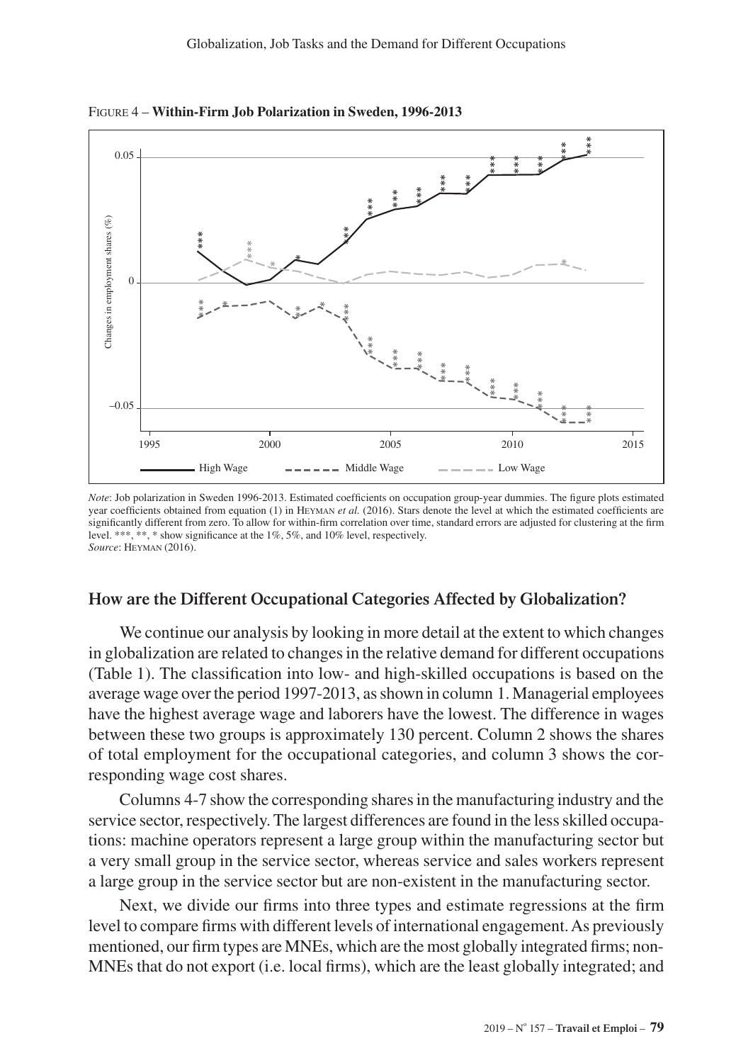FIGURE 4 – **Within-Firm Job Polarization in Sweden, 1996-2013**

*Note*: Job polarization in Sweden 1996-2013. Estimated coefficients on occupation group-year dummies. The figure plots estimated year coefficients obtained from equation (1) in HEYMAN *et al.* (2016). Stars denote the level at which the estimated coefficients are significantly different from zero. To allow for within-firm correlation over time, standard errors are adjusted for clustering at the firm level. ***, **, * show significance at the 1%, 5%, and 10% level, respectively.
*Source*: HEYMAN (2016).

## How are the Different Occupational Categories Affected by Globalization?

We continue our analysis by looking in more detail at the extent to which changes in globalization are related to changes in the relative demand for different occupations (Table 1). The classification into low- and high-skilled occupations is based on the average wage over the period 1997-2013, as shown in column 1. Managerial employees have the highest average wage and laborers have the lowest. The difference in wages between these two groups is approximately 130 percent. Column 2 shows the shares of total employment for the occupational categories, and column 3 shows the corresponding wage cost shares.

Columns 4-7 show the corresponding shares in the manufacturing industry and the service sector, respectively. The largest differences are found in the less skilled occupations: machine operators represent a large group within the manufacturing sector but a very small group in the service sector, whereas service and sales workers represent a large group in the service sector but are non-existent in the manufacturing sector.

Next, we divide our firms into three types and estimate regressions at the firm level to compare firms with different levels of international engagement. As previously mentioned, our firm types are MNEs, which are the most globally integrated firms; non-MNEs that do not export (i.e. local firms), which are the least globally integrated; and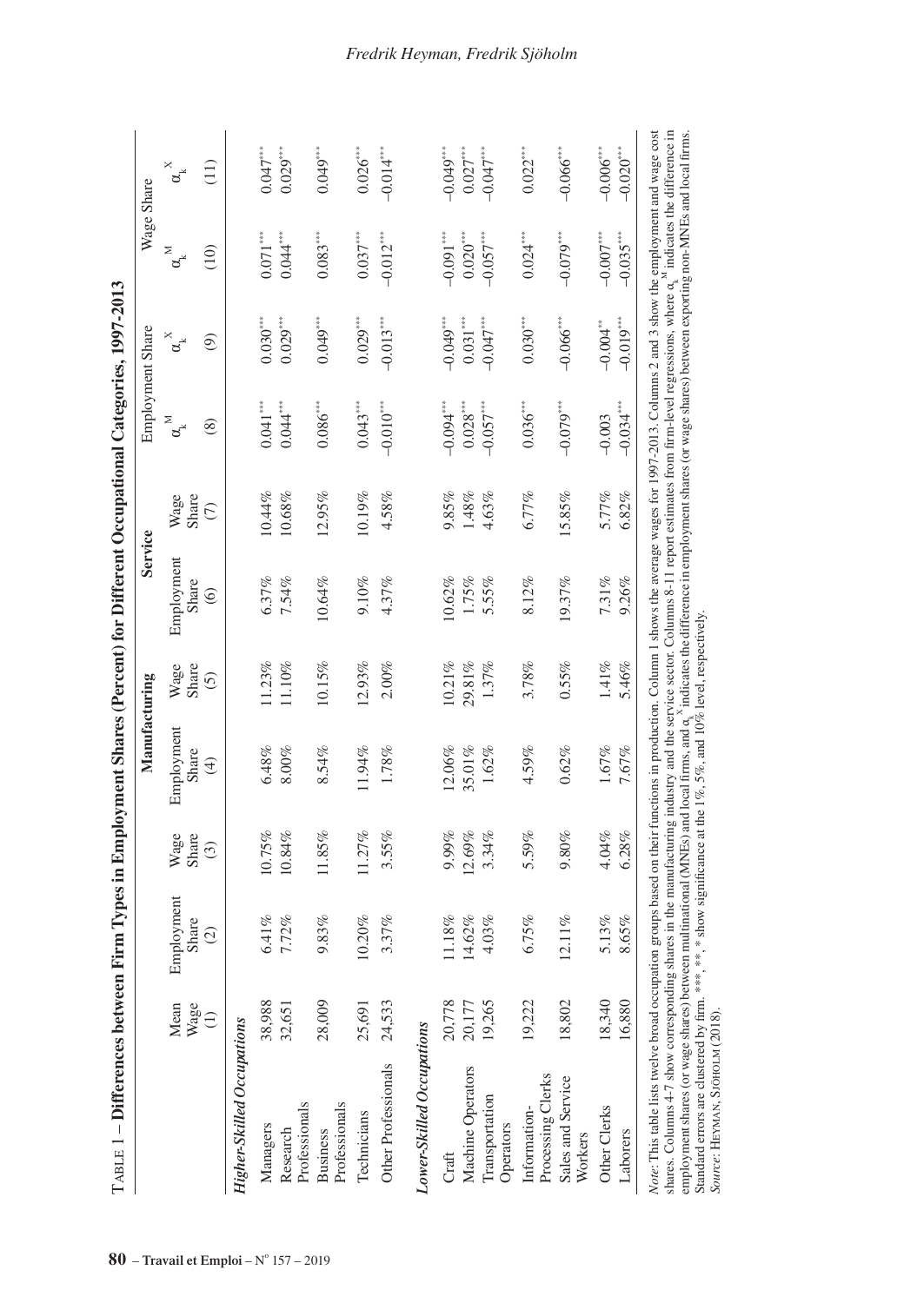TABLE 1 – **Differences between Firm Types in Employment Shares (Percent) for Different Occupational Categories, 1997-2013**

| | Mean Wage | Employment Share | Wage Share | Manufacturing | | Service | | Employment Share | | Wage Share | |
|---|---|---|---|---|---|---|---|---|---|---|---|
| | | | | Employment Share | Wage Share | Employment Share | Wage Share | $\alpha_k^M$ | $\alpha_k^X$ | $\alpha_k^M$ | $\alpha_k^X$ |
| | (1) | (2) | (3) | (4) | (5) | (6) | (7) | (8) | (9) | (10) | (11) |
| ***Higher-Skilled Occupations*** | | | | | | | | | | | |
| Managers | 38,988 | 6.41% | 10.75% | 6.48% | 11.23% | 6.37% | 10.44% | 0.041*** | 0.030*** | 0.071*** | 0.047*** |
| Research Professionals | 32,651 | 7.72% | 10.84% | 8.00% | 11.10% | 7.54% | 10.68% | 0.044*** | 0.029*** | 0.044*** | 0.029*** |
| Business Professionals | 28,009 | 9.83% | 11.85% | 8.54% | 10.15% | 10.64% | 12.95% | 0.086*** | 0.049*** | 0.083*** | 0.049*** |
| Technicians | 25,691 | 10.20% | 11.27% | 11.94% | 12.93% | 9.10% | 10.19% | 0.043*** | 0.029*** | 0.037*** | 0.026*** |
| Other Professionals | 24,533 | 3.37% | 3.55% | 1.78% | 2.00% | 4.37% | 4.58% | −0.010*** | −0.013*** | −0.012*** | −0.014*** |
| ***Lower-Skilled Occupations*** | | | | | | | | | | | |
| Craft | 20,778 | 11.18% | 9.99% | 12.06% | 10.21% | 10.62% | 9.85% | −0.094*** | −0.049*** | −0.091*** | −0.049*** |
| Machine Operators | 20,177 | 14.62% | 12.69% | 35.01% | 29.81% | 1.75% | 1.48% | 0.028*** | 0.031*** | 0.020*** | 0.027*** |
| Transportation Operators | 19,265 | 4.03% | 3.34% | 1.62% | 1.37% | 5.55% | 4.63% | −0.057*** | −0.047*** | −0.057*** | −0.047*** |
| Information-Processing Clerks | 19,222 | 6.75% | 5.59% | 4.59% | 3.78% | 8.12% | 6.77% | 0.036*** | 0.030*** | 0.024*** | 0.022*** |
| Sales and Service Workers | 18,802 | 12.11% | 9.80% | 0.62% | 0.55% | 19.37% | 15.85% | −0.079*** | −0.066*** | −0.079*** | −0.066*** |
| Other Clerks | 18,340 | 5.13% | 4.04% | 1.67% | 1.41% | 7.31% | 5.77% | −0.003 | −0.004** | −0.007*** | −0.006*** |
| Laborers | 16,880 | 8.65% | 6.28% | 7.67% | 5.46% | 9.26% | 6.82% | −0.034*** | −0.019*** | −0.035*** | −0.020*** |

*Note*: This table lists twelve broad occupation groups based on their functions in production. Column 1 shows the average wages for 1997-2013. Columns 2 and 3 show the employment and wage cost shares. Columns 4-7 show corresponding shares in the manufacturing industry and the service sector. Columns 8-11 report estimates from firm-level regressions, where $\alpha_k^M$ indicates the difference in employment shares (or wage shares) between multinational (MNEs) and local firms, and $\alpha_k^X$ indicates the difference in employment shares (or wage shares) between exporting non-MNEs and local firms. Standard errors are clustered by firm. ***, **, * show significance at the 1%, 5%, and 10% level, respectively.

*Source*: HEYMAN, SJÖHOLM (2018).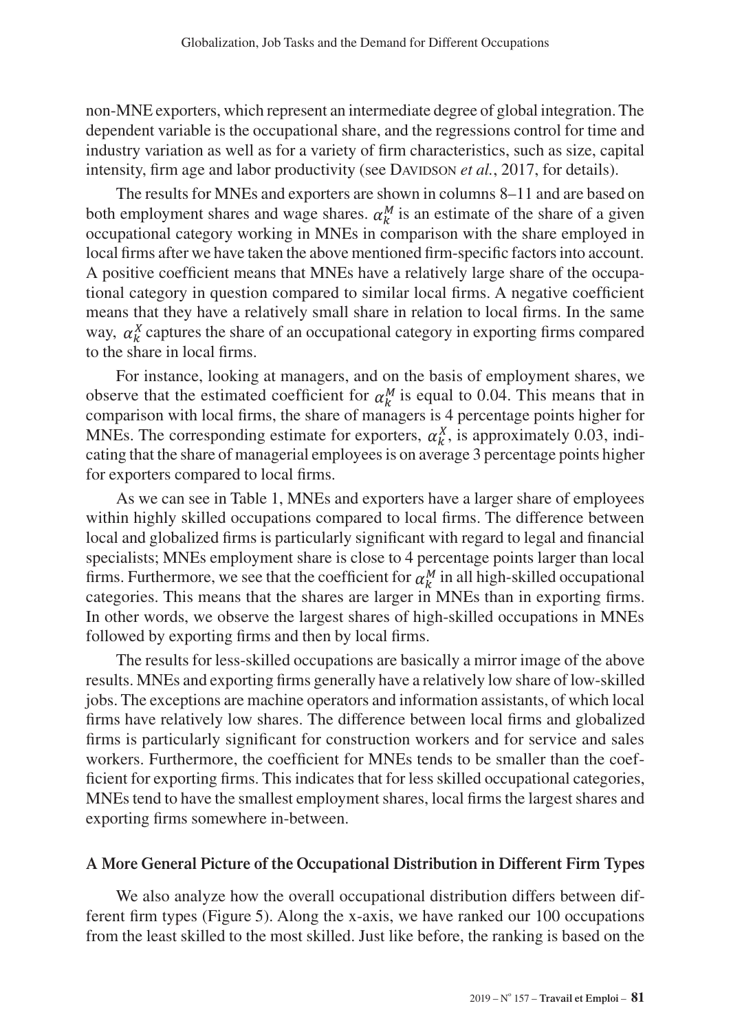non-MNE exporters, which represent an intermediate degree of global integration. The dependent variable is the occupational share, and the regressions control for time and industry variation as well as for a variety of firm characteristics, such as size, capital intensity, firm age and labor productivity (see Davidson *et al.*, 2017, for details).

The results for MNEs and exporters are shown in columns 8–11 and are based on both employment shares and wage shares. $\alpha_k^M$ is an estimate of the share of a given occupational category working in MNEs in comparison with the share employed in local firms after we have taken the above mentioned firm-specific factors into account. A positive coefficient means that MNEs have a relatively large share of the occupational category in question compared to similar local firms. A negative coefficient means that they have a relatively small share in relation to local firms. In the same way, $\alpha_k^X$ captures the share of an occupational category in exporting firms compared to the share in local firms.

For instance, looking at managers, and on the basis of employment shares, we observe that the estimated coefficient for $\alpha_k^M$ is equal to 0.04. This means that in comparison with local firms, the share of managers is 4 percentage points higher for MNEs. The corresponding estimate for exporters, $\alpha_k^X$, is approximately 0.03, indicating that the share of managerial employees is on average 3 percentage points higher for exporters compared to local firms.

As we can see in Table 1, MNEs and exporters have a larger share of employees within highly skilled occupations compared to local firms. The difference between local and globalized firms is particularly significant with regard to legal and financial specialists; MNEs employment share is close to 4 percentage points larger than local firms. Furthermore, we see that the coefficient for $\alpha_k^M$ in all high-skilled occupational categories. This means that the shares are larger in MNEs than in exporting firms. In other words, we observe the largest shares of high-skilled occupations in MNEs followed by exporting firms and then by local firms.

The results for less-skilled occupations are basically a mirror image of the above results. MNEs and exporting firms generally have a relatively low share of low-skilled jobs. The exceptions are machine operators and information assistants, of which local firms have relatively low shares. The difference between local firms and globalized firms is particularly significant for construction workers and for service and sales workers. Furthermore, the coefficient for MNEs tends to be smaller than the coefficient for exporting firms. This indicates that for less skilled occupational categories, MNEs tend to have the smallest employment shares, local firms the largest shares and exporting firms somewhere in-between.

## A More General Picture of the Occupational Distribution in Different Firm Types

We also analyze how the overall occupational distribution differs between different firm types (Figure 5). Along the x-axis, we have ranked our 100 occupations from the least skilled to the most skilled. Just like before, the ranking is based on the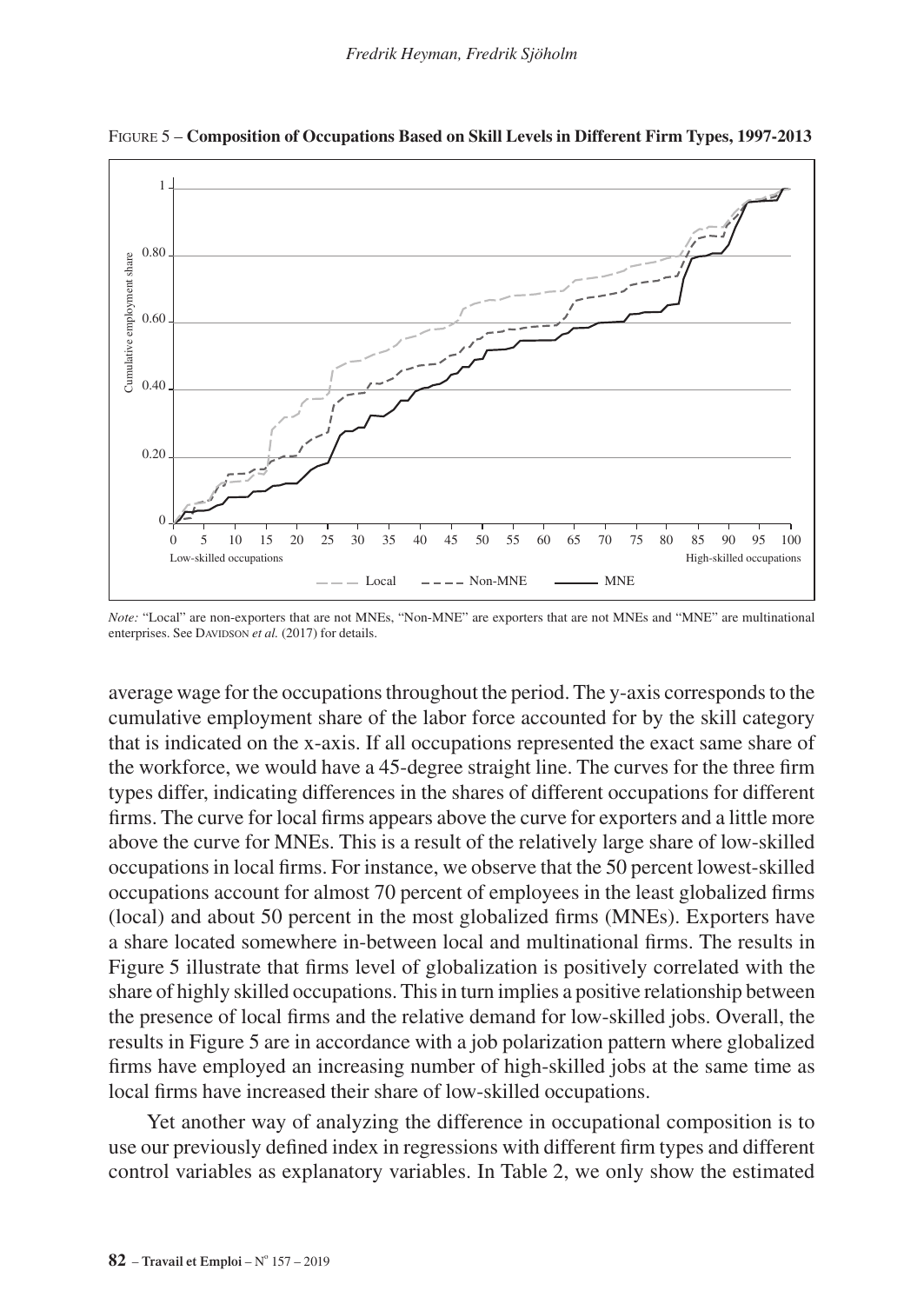FIGURE 5 – **Composition of Occupations Based on Skill Levels in Different Firm Types, 1997-2013**

*Note:* "Local" are non-exporters that are not MNEs, "Non-MNE" are exporters that are not MNEs and "MNE" are multinational enterprises. See DAVIDSON *et al.* (2017) for details.

average wage for the occupations throughout the period. The y-axis corresponds to the cumulative employment share of the labor force accounted for by the skill category that is indicated on the x-axis. If all occupations represented the exact same share of the workforce, we would have a 45-degree straight line. The curves for the three firm types differ, indicating differences in the shares of different occupations for different firms. The curve for local firms appears above the curve for exporters and a little more above the curve for MNEs. This is a result of the relatively large share of low-skilled occupations in local firms. For instance, we observe that the 50 percent lowest-skilled occupations account for almost 70 percent of employees in the least globalized firms (local) and about 50 percent in the most globalized firms (MNEs). Exporters have a share located somewhere in-between local and multinational firms. The results in Figure 5 illustrate that firms level of globalization is positively correlated with the share of highly skilled occupations. This in turn implies a positive relationship between the presence of local firms and the relative demand for low-skilled jobs. Overall, the results in Figure 5 are in accordance with a job polarization pattern where globalized firms have employed an increasing number of high-skilled jobs at the same time as local firms have increased their share of low-skilled occupations.

Yet another way of analyzing the difference in occupational composition is to use our previously defined index in regressions with different firm types and different control variables as explanatory variables. In Table 2, we only show the estimated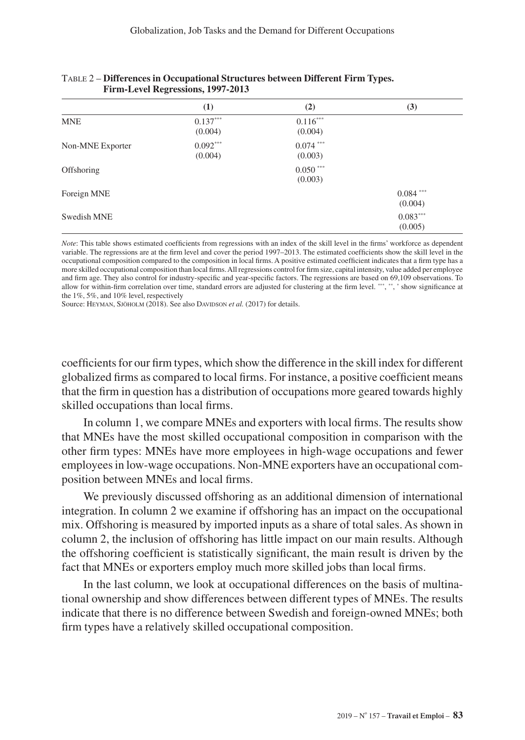Table 2 – **Differences in Occupational Structures between Different Firm Types. Firm-Level Regressions, 1997-2013**

| | (1) | (2) | (3) |
|---|---|---|---|
| MNE | 0.137*** (0.004) | 0.116*** (0.004) | |
| Non-MNE Exporter | 0.092*** (0.004) | 0.074 *** (0.003) | |
| Offshoring | | 0.050 *** (0.003) | |
| Foreign MNE | | | 0.084 *** (0.004) |
| Swedish MNE | | | 0.083*** (0.005) |

*Note*: This table shows estimated coefficients from regressions with an index of the skill level in the firms' workforce as dependent variable. The regressions are at the firm level and cover the period 1997–2013. The estimated coefficients show the skill level in the occupational composition compared to the composition in local firms. A positive estimated coefficient indicates that a firm type has a more skilled occupational composition than local firms. All regressions control for firm size, capital intensity, value added per employee and firm age. They also control for industry-specific and year-specific factors. The regressions are based on 69,109 observations. To allow for within-firm correlation over time, standard errors are adjusted for clustering at the firm level. ***, **, * show significance at the 1%, 5%, and 10% level, respectively

Source: Heyman, Sjöholm (2018). See also Davidson *et al.* (2017) for details.

coefficients for our firm types, which show the difference in the skill index for different globalized firms as compared to local firms. For instance, a positive coefficient means that the firm in question has a distribution of occupations more geared towards highly skilled occupations than local firms.

In column 1, we compare MNEs and exporters with local firms. The results show that MNEs have the most skilled occupational composition in comparison with the other firm types: MNEs have more employees in high-wage occupations and fewer employees in low-wage occupations. Non-MNE exporters have an occupational composition between MNEs and local firms.

We previously discussed offshoring as an additional dimension of international integration. In column 2 we examine if offshoring has an impact on the occupational mix. Offshoring is measured by imported inputs as a share of total sales. As shown in column 2, the inclusion of offshoring has little impact on our main results. Although the offshoring coefficient is statistically significant, the main result is driven by the fact that MNEs or exporters employ much more skilled jobs than local firms.

In the last column, we look at occupational differences on the basis of multinational ownership and show differences between different types of MNEs. The results indicate that there is no difference between Swedish and foreign-owned MNEs; both firm types have a relatively skilled occupational composition.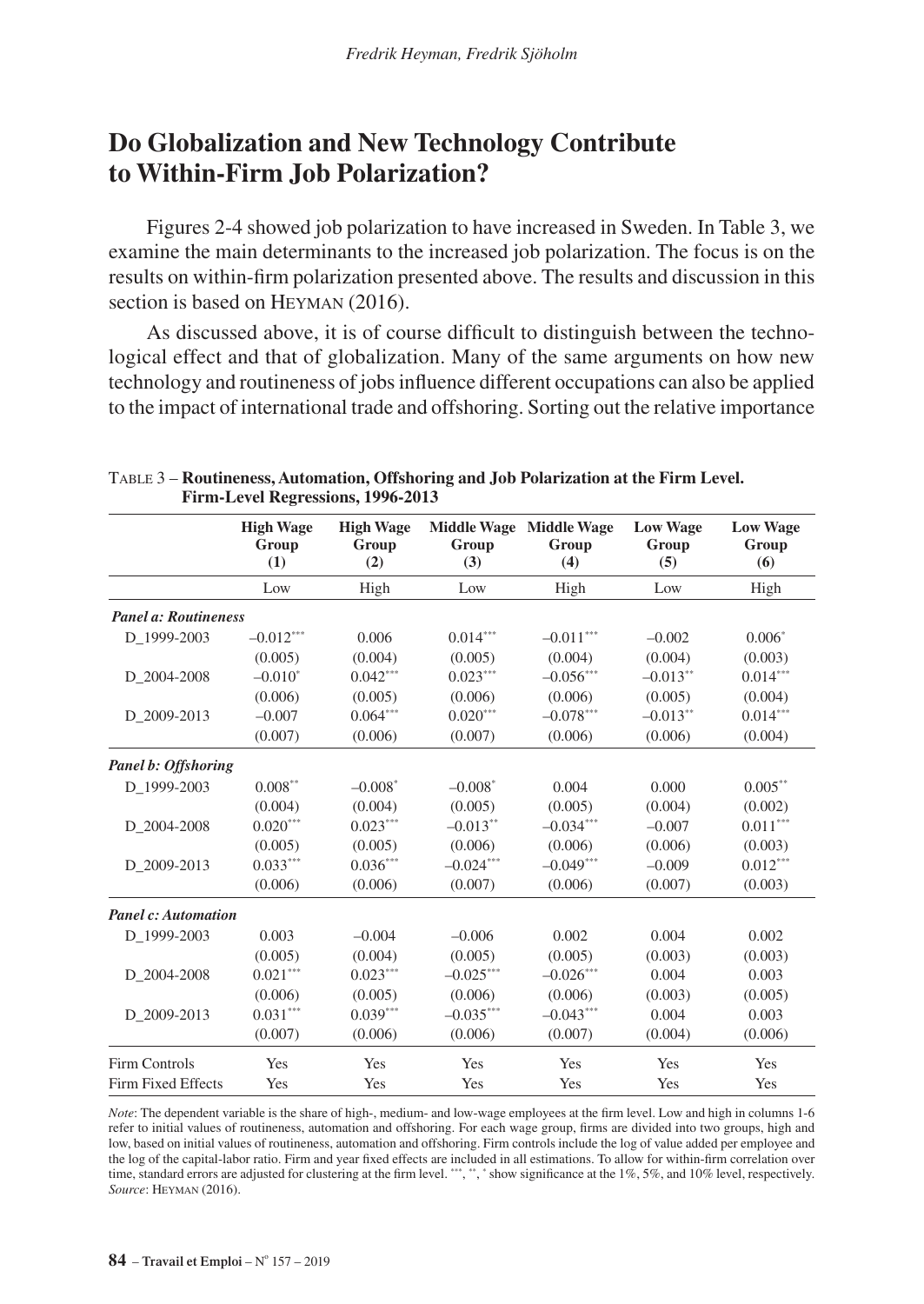## Do Globalization and New Technology Contribute to Within-Firm Job Polarization?

Figures 2-4 showed job polarization to have increased in Sweden. In Table 3, we examine the main determinants to the increased job polarization. The focus is on the results on within-firm polarization presented above. The results and discussion in this section is based on HEYMAN (2016).

As discussed above, it is of course difficult to distinguish between the technological effect and that of globalization. Many of the same arguments on how new technology and routineness of jobs influence different occupations can also be applied to the impact of international trade and offshoring. Sorting out the relative importance

TABLE 3 – **Routineness, Automation, Offshoring and Job Polarization at the Firm Level. Firm-Level Regressions, 1996-2013**

| | High Wage Group (1) | High Wage Group (2) | Middle Wage Group (3) | Middle Wage Group (4) | Low Wage Group (5) | Low Wage Group (6) |
|---|---|---|---|---|---|---|
| | Low | High | Low | High | Low | High |
| ***Panel a: Routineness*** | | | | | | |
| D_1999-2003 | –0.012*** | 0.006 | 0.014*** | –0.011*** | –0.002 | 0.006* |
| | (0.005) | (0.004) | (0.005) | (0.004) | (0.004) | (0.003) |
| D_2004-2008 | –0.010* | 0.042*** | 0.023*** | –0.056*** | –0.013** | 0.014*** |
| | (0.006) | (0.005) | (0.006) | (0.006) | (0.005) | (0.004) |
| D_2009-2013 | –0.007 | 0.064*** | 0.020*** | –0.078*** | –0.013** | 0.014*** |
| | (0.007) | (0.006) | (0.007) | (0.006) | (0.006) | (0.004) |
| ***Panel b: Offshoring*** | | | | | | |
| D_1999-2003 | 0.008** | –0.008* | –0.008* | 0.004 | 0.000 | 0.005** |
| | (0.004) | (0.004) | (0.005) | (0.005) | (0.004) | (0.002) |
| D_2004-2008 | 0.020*** | 0.023*** | –0.013** | –0.034*** | –0.007 | 0.011*** |
| | (0.005) | (0.005) | (0.006) | (0.006) | (0.006) | (0.003) |
| D_2009-2013 | 0.033*** | 0.036*** | –0.024*** | –0.049*** | –0.009 | 0.012*** |
| | (0.006) | (0.006) | (0.007) | (0.006) | (0.007) | (0.003) |
| ***Panel c: Automation*** | | | | | | |
| D_1999-2003 | 0.003 | –0.004 | –0.006 | 0.002 | 0.004 | 0.002 |
| | (0.005) | (0.004) | (0.005) | (0.005) | (0.003) | (0.003) |
| D_2004-2008 | 0.021*** | 0.023*** | –0.025*** | –0.026*** | 0.004 | 0.003 |
| | (0.006) | (0.005) | (0.006) | (0.006) | (0.003) | (0.005) |
| D_2009-2013 | 0.031*** | 0.039*** | –0.035*** | –0.043*** | 0.004 | 0.003 |
| | (0.007) | (0.006) | (0.006) | (0.007) | (0.004) | (0.006) |
| Firm Controls | Yes | Yes | Yes | Yes | Yes | Yes |
| Firm Fixed Effects | Yes | Yes | Yes | Yes | Yes | Yes |

*Note*: The dependent variable is the share of high-, medium- and low-wage employees at the firm level. Low and high in columns 1-6 refer to initial values of routineness, automation and offshoring. For each wage group, firms are divided into two groups, high and low, based on initial values of routineness, automation and offshoring. Firm controls include the log of value added per employee and the log of the capital-labor ratio. Firm and year fixed effects are included in all estimations. To allow for within-firm correlation over time, standard errors are adjusted for clustering at the firm level. ***, **, * show significance at the 1%, 5%, and 10% level, respectively.
*Source*: HEYMAN (2016).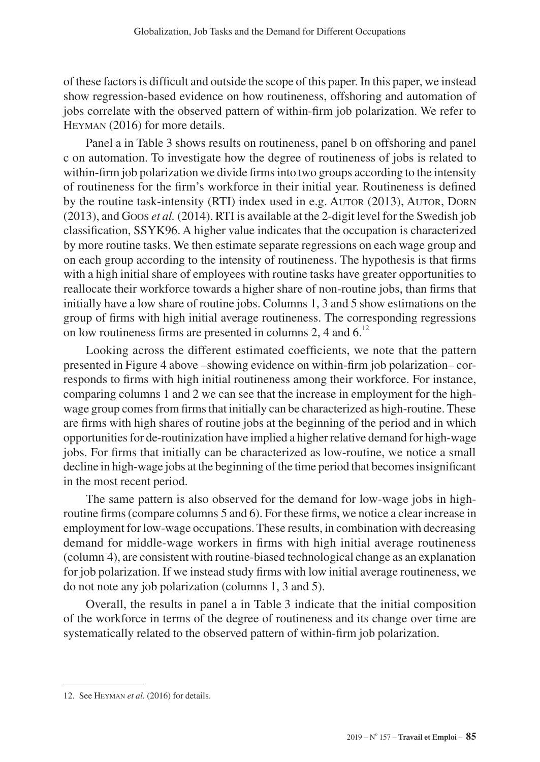of these factors is difficult and outside the scope of this paper. In this paper, we instead show regression-based evidence on how routineness, offshoring and automation of jobs correlate with the observed pattern of within-firm job polarization. We refer to Heyman (2016) for more details.

Panel a in Table 3 shows results on routineness, panel b on offshoring and panel c on automation. To investigate how the degree of routineness of jobs is related to within-firm job polarization we divide firms into two groups according to the intensity of routineness for the firm's workforce in their initial year. Routineness is defined by the routine task-intensity (RTI) index used in e.g. Autor (2013), Autor, Dorn (2013), and Goos *et al.* (2014). RTI is available at the 2-digit level for the Swedish job classification, SSYK96. A higher value indicates that the occupation is characterized by more routine tasks. We then estimate separate regressions on each wage group and on each group according to the intensity of routineness. The hypothesis is that firms with a high initial share of employees with routine tasks have greater opportunities to reallocate their workforce towards a higher share of non-routine jobs, than firms that initially have a low share of routine jobs. Columns 1, 3 and 5 show estimations on the group of firms with high initial average routineness. The corresponding regressions on low routineness firms are presented in columns 2, 4 and 6.[12]

Looking across the different estimated coefficients, we note that the pattern presented in Figure 4 above –showing evidence on within-firm job polarization– corresponds to firms with high initial routineness among their workforce. For instance, comparing columns 1 and 2 we can see that the increase in employment for the high-wage group comes from firms that initially can be characterized as high-routine. These are firms with high shares of routine jobs at the beginning of the period and in which opportunities for de-routinization have implied a higher relative demand for high-wage jobs. For firms that initially can be characterized as low-routine, we notice a small decline in high-wage jobs at the beginning of the time period that becomes insignificant in the most recent period.

The same pattern is also observed for the demand for low-wage jobs in high-routine firms (compare columns 5 and 6). For these firms, we notice a clear increase in employment for low-wage occupations. These results, in combination with decreasing demand for middle-wage workers in firms with high initial average routineness (column 4), are consistent with routine-biased technological change as an explanation for job polarization. If we instead study firms with low initial average routineness, we do not note any job polarization (columns 1, 3 and 5).

Overall, the results in panel a in Table 3 indicate that the initial composition of the workforce in terms of the degree of routineness and its change over time are systematically related to the observed pattern of within-firm job polarization.

12. See Heyman *et al.* (2016) for details.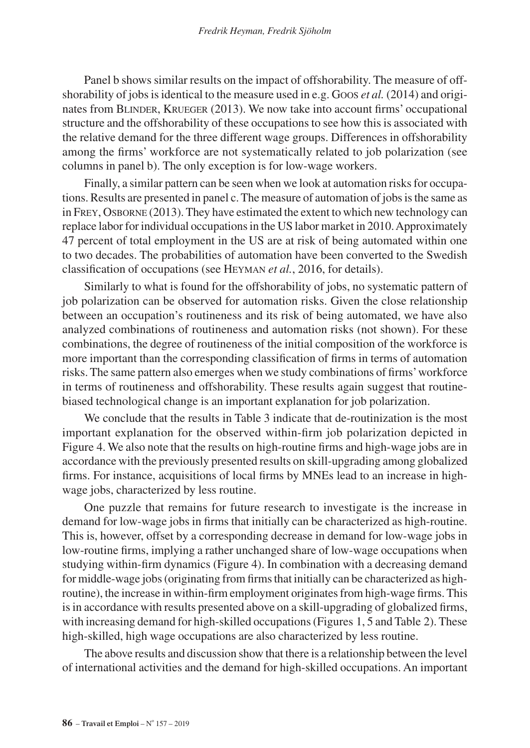Panel b shows similar results on the impact of offshorability. The measure of offshorability of jobs is identical to the measure used in e.g. Goos *et al.* (2014) and originates from Blinder, Krueger (2013). We now take into account firms' occupational structure and the offshorability of these occupations to see how this is associated with the relative demand for the three different wage groups. Differences in offshorability among the firms' workforce are not systematically related to job polarization (see columns in panel b). The only exception is for low-wage workers.

Finally, a similar pattern can be seen when we look at automation risks for occupations. Results are presented in panel c. The measure of automation of jobs is the same as in Frey, Osborne (2013). They have estimated the extent to which new technology can replace labor for individual occupations in the US labor market in 2010. Approximately 47 percent of total employment in the US are at risk of being automated within one to two decades. The probabilities of automation have been converted to the Swedish classification of occupations (see Heyman *et al.*, 2016, for details).

Similarly to what is found for the offshorability of jobs, no systematic pattern of job polarization can be observed for automation risks. Given the close relationship between an occupation's routineness and its risk of being automated, we have also analyzed combinations of routineness and automation risks (not shown). For these combinations, the degree of routineness of the initial composition of the workforce is more important than the corresponding classification of firms in terms of automation risks. The same pattern also emerges when we study combinations of firms' workforce in terms of routineness and offshorability. These results again suggest that routine-biased technological change is an important explanation for job polarization.

We conclude that the results in Table 3 indicate that de-routinization is the most important explanation for the observed within-firm job polarization depicted in Figure 4. We also note that the results on high-routine firms and high-wage jobs are in accordance with the previously presented results on skill-upgrading among globalized firms. For instance, acquisitions of local firms by MNEs lead to an increase in high-wage jobs, characterized by less routine.

One puzzle that remains for future research to investigate is the increase in demand for low-wage jobs in firms that initially can be characterized as high-routine. This is, however, offset by a corresponding decrease in demand for low-wage jobs in low-routine firms, implying a rather unchanged share of low-wage occupations when studying within-firm dynamics (Figure 4). In combination with a decreasing demand for middle-wage jobs (originating from firms that initially can be characterized as high-routine), the increase in within-firm employment originates from high-wage firms. This is in accordance with results presented above on a skill-upgrading of globalized firms, with increasing demand for high-skilled occupations (Figures 1, 5 and Table 2). These high-skilled, high wage occupations are also characterized by less routine.

The above results and discussion show that there is a relationship between the level of international activities and the demand for high-skilled occupations. An important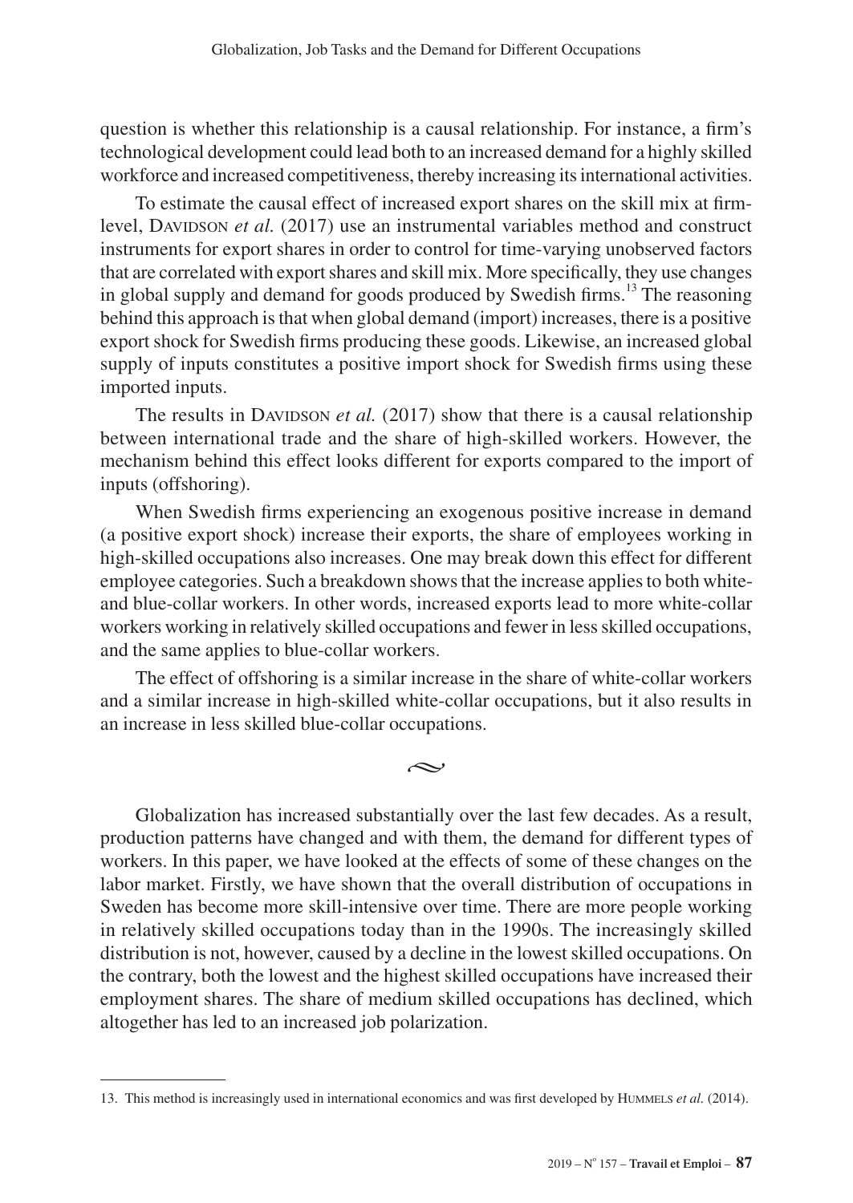question is whether this relationship is a causal relationship. For instance, a firm's technological development could lead both to an increased demand for a highly skilled workforce and increased competitiveness, thereby increasing its international activities.

To estimate the causal effect of increased export shares on the skill mix at firm-level, Davidson *et al.* (2017) use an instrumental variables method and construct instruments for export shares in order to control for time-varying unobserved factors that are correlated with export shares and skill mix. More specifically, they use changes in global supply and demand for goods produced by Swedish firms.[13] The reasoning behind this approach is that when global demand (import) increases, there is a positive export shock for Swedish firms producing these goods. Likewise, an increased global supply of inputs constitutes a positive import shock for Swedish firms using these imported inputs.

The results in Davidson *et al.* (2017) show that there is a causal relationship between international trade and the share of high-skilled workers. However, the mechanism behind this effect looks different for exports compared to the import of inputs (offshoring).

When Swedish firms experiencing an exogenous positive increase in demand (a positive export shock) increase their exports, the share of employees working in high-skilled occupations also increases. One may break down this effect for different employee categories. Such a breakdown shows that the increase applies to both white- and blue-collar workers. In other words, increased exports lead to more white-collar workers working in relatively skilled occupations and fewer in less skilled occupations, and the same applies to blue-collar workers.

The effect of offshoring is a similar increase in the share of white-collar workers and a similar increase in high-skilled white-collar occupations, but it also results in an increase in less skilled blue-collar occupations.

~

Globalization has increased substantially over the last few decades. As a result, production patterns have changed and with them, the demand for different types of workers. In this paper, we have looked at the effects of some of these changes on the labor market. Firstly, we have shown that the overall distribution of occupations in Sweden has become more skill-intensive over time. There are more people working in relatively skilled occupations today than in the 1990s. The increasingly skilled distribution is not, however, caused by a decline in the lowest skilled occupations. On the contrary, both the lowest and the highest skilled occupations have increased their employment shares. The share of medium skilled occupations has declined, which altogether has led to an increased job polarization.

13. This method is increasingly used in international economics and was first developed by Hummels *et al.* (2014).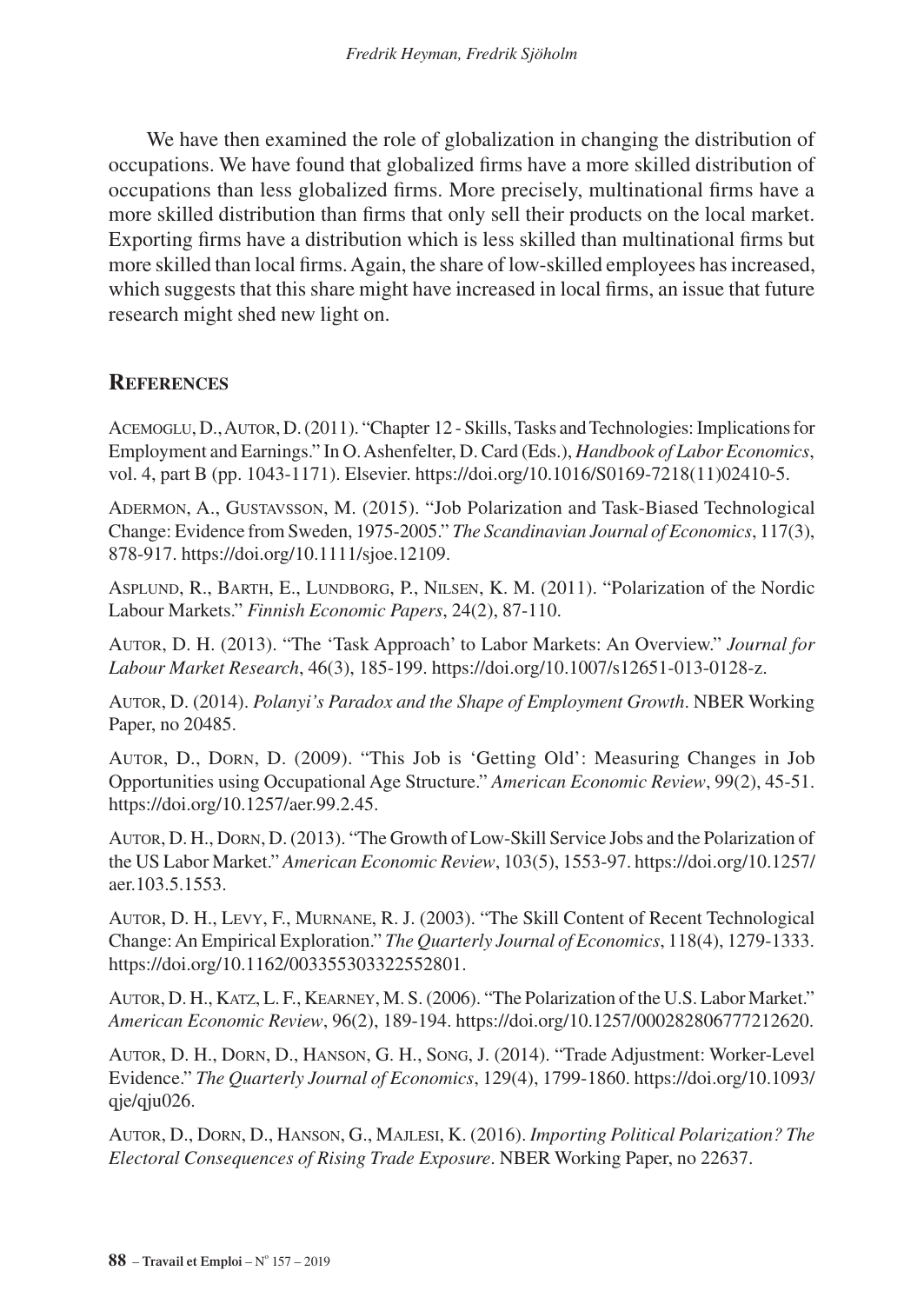We have then examined the role of globalization in changing the distribution of occupations. We have found that globalized firms have a more skilled distribution of occupations than less globalized firms. More precisely, multinational firms have a more skilled distribution than firms that only sell their products on the local market. Exporting firms have a distribution which is less skilled than multinational firms but more skilled than local firms. Again, the share of low-skilled employees has increased, which suggests that this share might have increased in local firms, an issue that future research might shed new light on.

## References

Acemoglu, D., Autor, D. (2011). "Chapter 12 - Skills, Tasks and Technologies: Implications for Employment and Earnings." In O. Ashenfelter, D. Card (Eds.), *Handbook of Labor Economics*, vol. 4, part B (pp. 1043-1171). Elsevier. https://doi.org/10.1016/S0169-7218(11)02410-5.

Adermon, A., Gustavsson, M. (2015). "Job Polarization and Task-Biased Technological Change: Evidence from Sweden, 1975-2005." *The Scandinavian Journal of Economics*, 117(3), 878-917. https://doi.org/10.1111/sjoe.12109.

Asplund, R., Barth, E., Lundborg, P., Nilsen, K. M. (2011). "Polarization of the Nordic Labour Markets." *Finnish Economic Papers*, 24(2), 87-110.

Autor, D. H. (2013). "The 'Task Approach' to Labor Markets: An Overview." *Journal for Labour Market Research*, 46(3), 185-199. https://doi.org/10.1007/s12651-013-0128-z.

Autor, D. (2014). *Polanyi's Paradox and the Shape of Employment Growth*. NBER Working Paper, no 20485.

Autor, D., Dorn, D. (2009). "This Job is 'Getting Old': Measuring Changes in Job Opportunities using Occupational Age Structure." *American Economic Review*, 99(2), 45-51. https://doi.org/10.1257/aer.99.2.45.

Autor, D. H., Dorn, D. (2013). "The Growth of Low-Skill Service Jobs and the Polarization of the US Labor Market." *American Economic Review*, 103(5), 1553-97. https://doi.org/10.1257/aer.103.5.1553.

Autor, D. H., Levy, F., Murnane, R. J. (2003). "The Skill Content of Recent Technological Change: An Empirical Exploration." *The Quarterly Journal of Economics*, 118(4), 1279-1333. https://doi.org/10.1162/003355303322552801.

Autor, D. H., Katz, L. F., Kearney, M. S. (2006). "The Polarization of the U.S. Labor Market." *American Economic Review*, 96(2), 189-194. https://doi.org/10.1257/000282806777212620.

Autor, D. H., Dorn, D., Hanson, G. H., Song, J. (2014). "Trade Adjustment: Worker-Level Evidence." *The Quarterly Journal of Economics*, 129(4), 1799-1860. https://doi.org/10.1093/qje/qju026.

Autor, D., Dorn, D., Hanson, G., Majlesi, K. (2016). *Importing Political Polarization? The Electoral Consequences of Rising Trade Exposure*. NBER Working Paper, no 22637.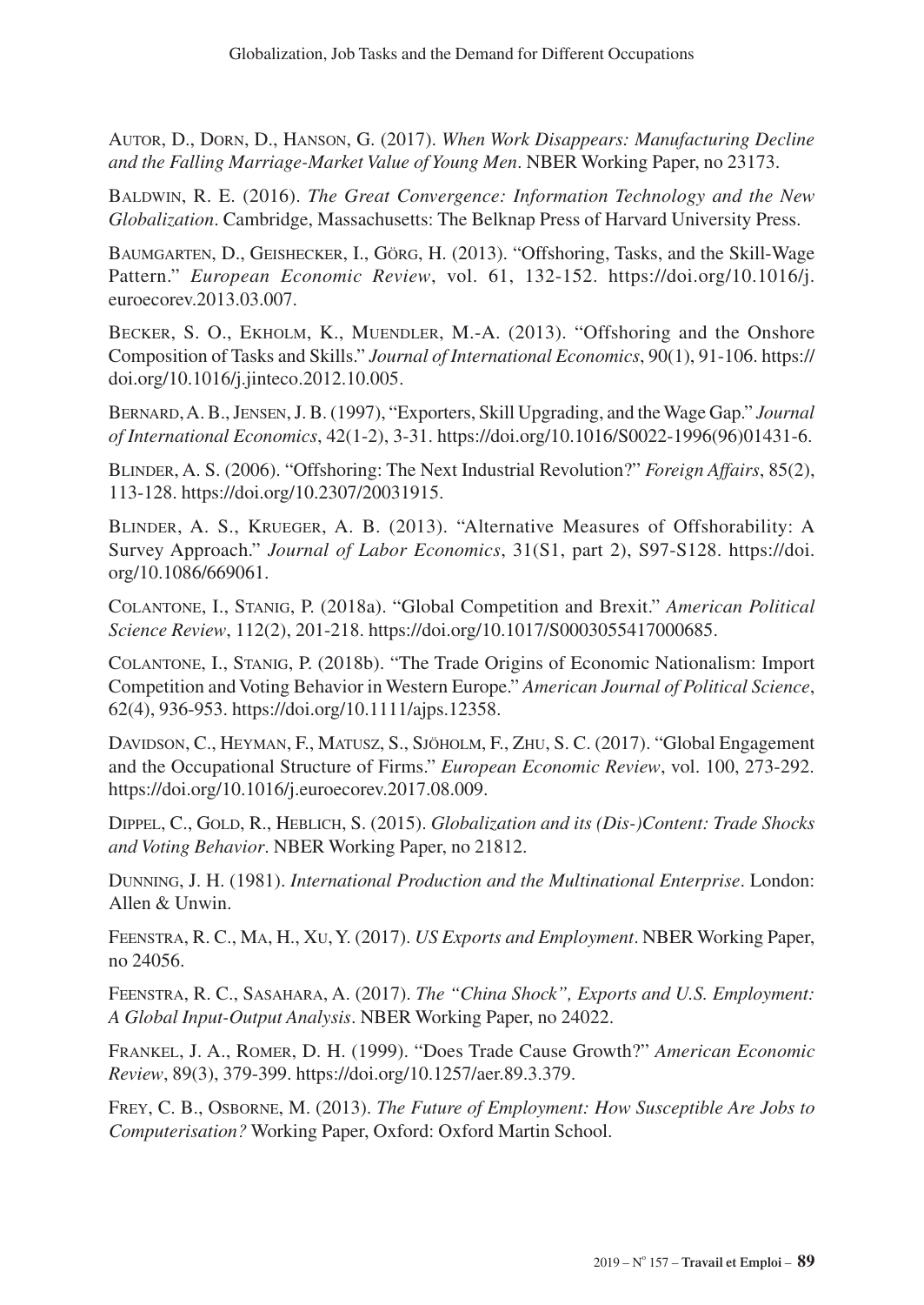Autor, D., Dorn, D., Hanson, G. (2017). *When Work Disappears: Manufacturing Decline and the Falling Marriage-Market Value of Young Men*. NBER Working Paper, no 23173.

Baldwin, R. E. (2016). *The Great Convergence: Information Technology and the New Globalization*. Cambridge, Massachusetts: The Belknap Press of Harvard University Press.

Baumgarten, D., Geishecker, I., Görg, H. (2013). "Offshoring, Tasks, and the Skill-Wage Pattern." *European Economic Review*, vol. 61, 132-152. https://doi.org/10.1016/j.euroecorev.2013.03.007.

Becker, S. O., Ekholm, K., Muendler, M.-A. (2013). "Offshoring and the Onshore Composition of Tasks and Skills." *Journal of International Economics*, 90(1), 91-106. https://doi.org/10.1016/j.jinteco.2012.10.005.

Bernard, A. B., Jensen, J. B. (1997), "Exporters, Skill Upgrading, and the Wage Gap." *Journal of International Economics*, 42(1-2), 3-31. https://doi.org/10.1016/S0022-1996(96)01431-6.

Blinder, A. S. (2006). "Offshoring: The Next Industrial Revolution?" *Foreign Affairs*, 85(2), 113-128. https://doi.org/10.2307/20031915.

Blinder, A. S., Krueger, A. B. (2013). "Alternative Measures of Offshorability: A Survey Approach." *Journal of Labor Economics*, 31(S1, part 2), S97-S128. https://doi.org/10.1086/669061.

Colantone, I., Stanig, P. (2018a). "Global Competition and Brexit." *American Political Science Review*, 112(2), 201-218. https://doi.org/10.1017/S0003055417000685.

Colantone, I., Stanig, P. (2018b). "The Trade Origins of Economic Nationalism: Import Competition and Voting Behavior in Western Europe." *American Journal of Political Science*, 62(4), 936-953. https://doi.org/10.1111/ajps.12358.

Davidson, C., Heyman, F., Matusz, S., Sjöholm, F., Zhu, S. C. (2017). "Global Engagement and the Occupational Structure of Firms." *European Economic Review*, vol. 100, 273-292. https://doi.org/10.1016/j.euroecorev.2017.08.009.

Dippel, C., Gold, R., Heblich, S. (2015). *Globalization and its (Dis-)Content: Trade Shocks and Voting Behavior*. NBER Working Paper, no 21812.

Dunning, J. H. (1981). *International Production and the Multinational Enterprise*. London: Allen & Unwin.

Feenstra, R. C., Ma, H., Xu, Y. (2017). *US Exports and Employment*. NBER Working Paper, no 24056.

Feenstra, R. C., Sasahara, A. (2017). *The "China Shock", Exports and U.S. Employment: A Global Input-Output Analysis*. NBER Working Paper, no 24022.

Frankel, J. A., Romer, D. H. (1999). "Does Trade Cause Growth?" *American Economic Review*, 89(3), 379-399. https://doi.org/10.1257/aer.89.3.379.

Frey, C. B., Osborne, M. (2013). *The Future of Employment: How Susceptible Are Jobs to Computerisation?* Working Paper, Oxford: Oxford Martin School.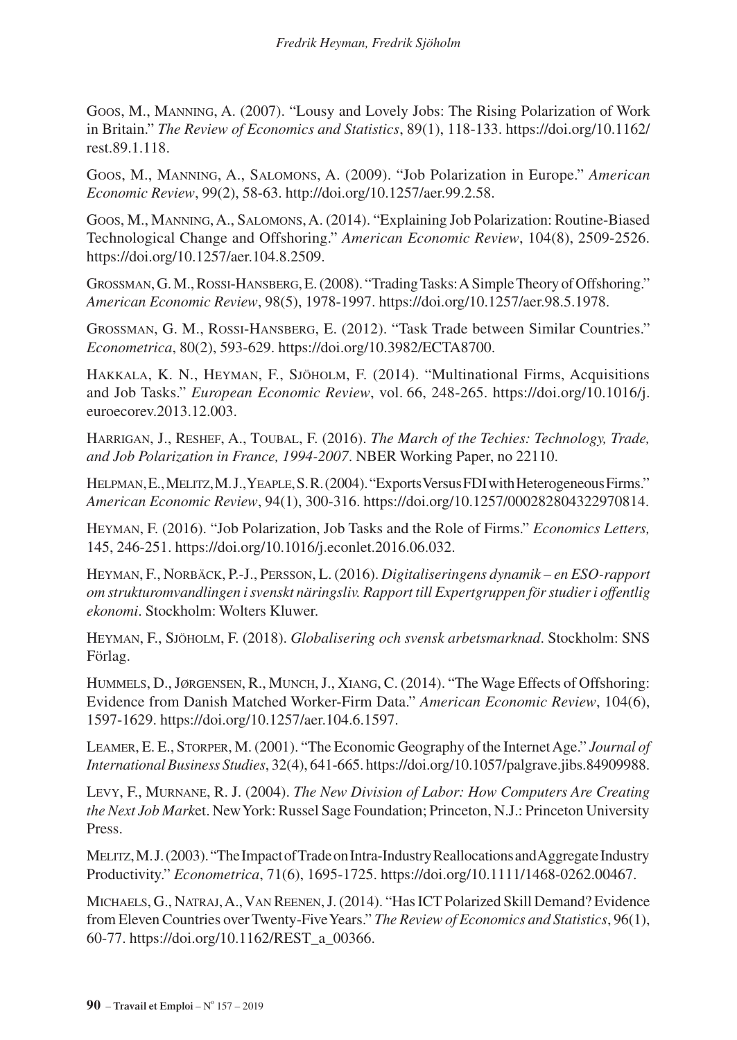Goos, M., Manning, A. (2007). "Lousy and Lovely Jobs: The Rising Polarization of Work in Britain." *The Review of Economics and Statistics*, 89(1), 118-133. https://doi.org/10.1162/rest.89.1.118.

Goos, M., Manning, A., Salomons, A. (2009). "Job Polarization in Europe." *American Economic Review*, 99(2), 58-63. http://doi.org/10.1257/aer.99.2.58.

Goos, M., Manning, A., Salomons, A. (2014). "Explaining Job Polarization: Routine-Biased Technological Change and Offshoring." *American Economic Review*, 104(8), 2509-2526. https://doi.org/10.1257/aer.104.8.2509.

Grossman, G. M., Rossi-Hansberg, E. (2008). "Trading Tasks: A Simple Theory of Offshoring." *American Economic Review*, 98(5), 1978-1997. https://doi.org/10.1257/aer.98.5.1978.

Grossman, G. M., Rossi-Hansberg, E. (2012). "Task Trade between Similar Countries." *Econometrica*, 80(2), 593-629. https://doi.org/10.3982/ECTA8700.

Hakkala, K. N., Heyman, F., Sjöholm, F. (2014). "Multinational Firms, Acquisitions and Job Tasks." *European Economic Review*, vol. 66, 248-265. https://doi.org/10.1016/j.euroecorev.2013.12.003.

Harrigan, J., Reshef, A., Toubal, F. (2016). *The March of the Techies: Technology, Trade, and Job Polarization in France, 1994-2007*. NBER Working Paper, no 22110.

Helpman, E., Melitz, M. J., Yeaple, S. R. (2004). "Exports Versus FDI with Heterogeneous Firms." *American Economic Review*, 94(1), 300-316. https://doi.org/10.1257/000282804322970814.

Heyman, F. (2016). "Job Polarization, Job Tasks and the Role of Firms." *Economics Letters,* 145, 246-251. https://doi.org/10.1016/j.econlet.2016.06.032.

Heyman, F., Norbäck, P.-J., Persson, L. (2016). *Digitaliseringens dynamik – en ESO-rapport om strukturomvandlingen i svenskt näringsliv. Rapport till Expertgruppen för studier i offentlig ekonomi*. Stockholm: Wolters Kluwer.

Heyman, F., Sjöholm, F. (2018). *Globalisering och svensk arbetsmarknad*. Stockholm: SNS Förlag.

Hummels, D., Jørgensen, R., Munch, J., Xiang, C. (2014). "The Wage Effects of Offshoring: Evidence from Danish Matched Worker-Firm Data." *American Economic Review*, 104(6), 1597-1629. https://doi.org/10.1257/aer.104.6.1597.

Leamer, E. E., Storper, M. (2001). "The Economic Geography of the Internet Age." *Journal of International Business Studies*, 32(4), 641-665. https://doi.org/10.1057/palgrave.jibs.84909988.

Levy, F., Murnane, R. J. (2004). *The New Division of Labor: How Computers Are Creating the Next Job Mark*et. New York: Russel Sage Foundation; Princeton, N.J.: Princeton University Press.

Melitz, M. J. (2003). "The Impact of Trade on Intra-Industry Reallocations and Aggregate Industry Productivity." *Econometrica*, 71(6), 1695-1725. https://doi.org/10.1111/1468-0262.00467.

Michaels, G., Natraj, A., Van Reenen, J. (2014). "Has ICT Polarized Skill Demand? Evidence from Eleven Countries over Twenty-Five Years." *The Review of Economics and Statistics*, 96(1), 60-77. https://doi.org/10.1162/REST_a_00366.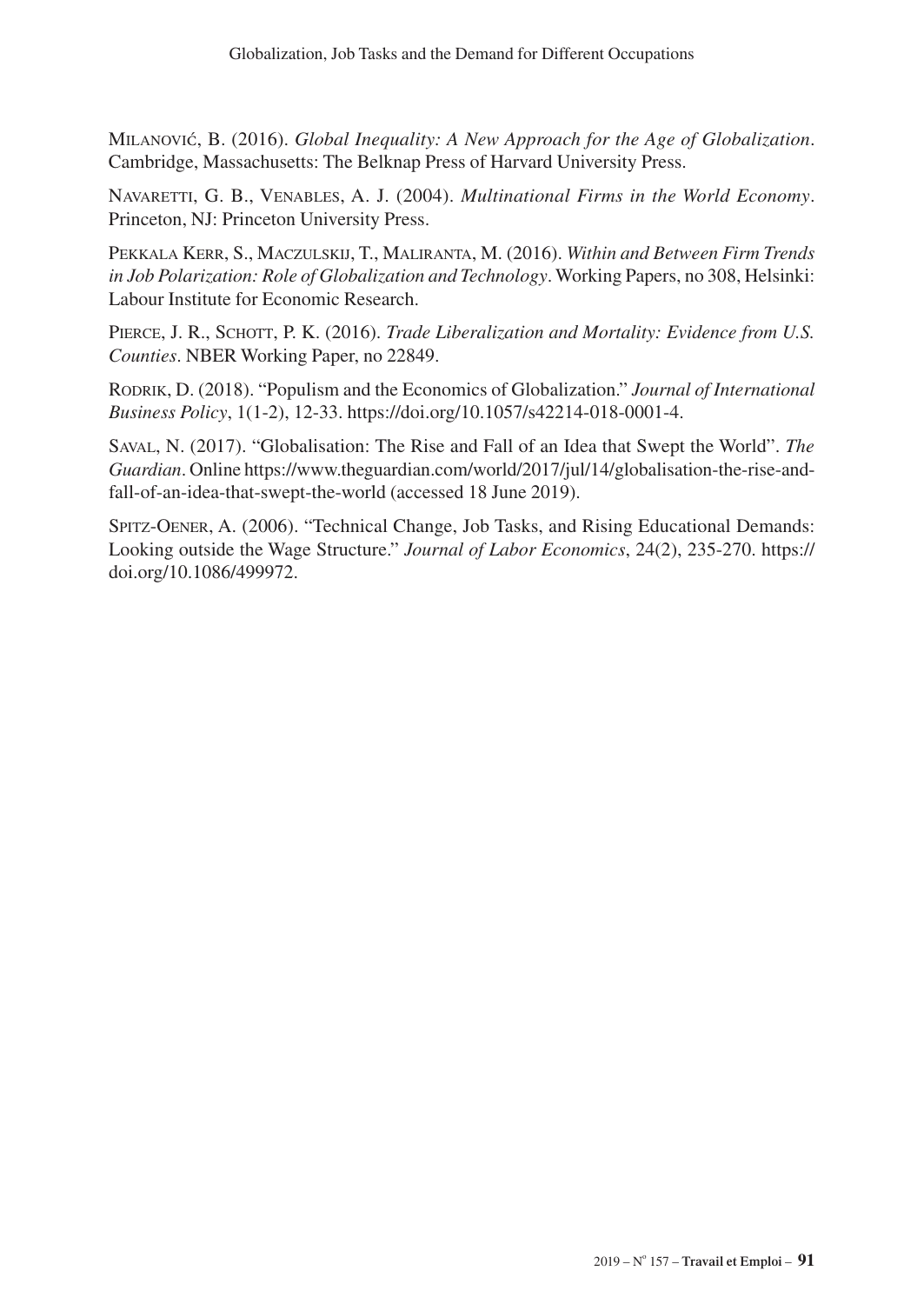Milanović, B. (2016). *Global Inequality: A New Approach for the Age of Globalization*. Cambridge, Massachusetts: The Belknap Press of Harvard University Press.

Navaretti, G. B., Venables, A. J. (2004). *Multinational Firms in the World Economy*. Princeton, NJ: Princeton University Press.

Pekkala Kerr, S., Maczulskij, T., Maliranta, M. (2016). *Within and Between Firm Trends in Job Polarization: Role of Globalization and Technology*. Working Papers, no 308, Helsinki: Labour Institute for Economic Research.

Pierce, J. R., Schott, P. K. (2016). *Trade Liberalization and Mortality: Evidence from U.S. Counties*. NBER Working Paper, no 22849.

Rodrik, D. (2018). "Populism and the Economics of Globalization." *Journal of International Business Policy*, 1(1-2), 12-33. https://doi.org/10.1057/s42214-018-0001-4.

Saval, N. (2017). "Globalisation: The Rise and Fall of an Idea that Swept the World". *The Guardian*. Online https://www.theguardian.com/world/2017/jul/14/globalisation-the-rise-and-fall-of-an-idea-that-swept-the-world (accessed 18 June 2019).

Spitz-Oener, A. (2006). "Technical Change, Job Tasks, and Rising Educational Demands: Looking outside the Wage Structure." *Journal of Labor Economics*, 24(2), 235-270. https://doi.org/10.1086/499972.